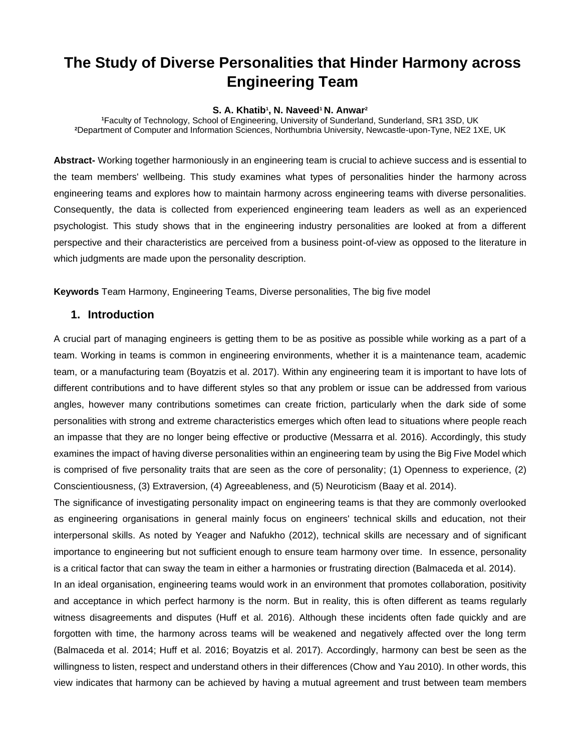# The Study of Diverse Personalities that Hinder Harmony across Engineering Team

**S. A. Khatib[1], N. Naveed[1] N. Anwar[2]**

[1]Faculty of Technology, School of Engineering, University of Sunderland, Sunderland, SR1 3SD, UK

[2]Department of Computer and Information Sciences, Northumbria University, Newcastle-upon-Tyne, NE2 1XE, UK

**Abstract-** Working together harmoniously in an engineering team is crucial to achieve success and is essential to the team members' wellbeing. This study examines what types of personalities hinder the harmony across engineering teams and explores how to maintain harmony across engineering teams with diverse personalities. Consequently, the data is collected from experienced engineering team leaders as well as an experienced psychologist. This study shows that in the engineering industry personalities are looked at from a different perspective and their characteristics are perceived from a business point-of-view as opposed to the literature in which judgments are made upon the personality description.

**Keywords** Team Harmony, Engineering Teams, Diverse personalities, The big five model

## 1. Introduction

A crucial part of managing engineers is getting them to be as positive as possible while working as a part of a team. Working in teams is common in engineering environments, whether it is a maintenance team, academic team, or a manufacturing team (Boyatzis et al. 2017). Within any engineering team it is important to have lots of different contributions and to have different styles so that any problem or issue can be addressed from various angles, however many contributions sometimes can create friction, particularly when the dark side of some personalities with strong and extreme characteristics emerges which often lead to situations where people reach an impasse that they are no longer being effective or productive (Messarra et al. 2016). Accordingly, this study examines the impact of having diverse personalities within an engineering team by using the Big Five Model which is comprised of five personality traits that are seen as the core of personality; (1) Openness to experience, (2) Conscientiousness, (3) Extraversion, (4) Agreeableness, and (5) Neuroticism (Baay et al. 2014).

The significance of investigating personality impact on engineering teams is that they are commonly overlooked as engineering organisations in general mainly focus on engineers' technical skills and education, not their interpersonal skills. As noted by Yeager and Nafukho (2012), technical skills are necessary and of significant importance to engineering but not sufficient enough to ensure team harmony over time. In essence, personality is a critical factor that can sway the team in either a harmonies or frustrating direction (Balmaceda et al. 2014).

In an ideal organisation, engineering teams would work in an environment that promotes collaboration, positivity and acceptance in which perfect harmony is the norm. But in reality, this is often different as teams regularly witness disagreements and disputes (Huff et al. 2016). Although these incidents often fade quickly and are forgotten with time, the harmony across teams will be weakened and negatively affected over the long term (Balmaceda et al. 2014; Huff et al. 2016; Boyatzis et al. 2017). Accordingly, harmony can best be seen as the willingness to listen, respect and understand others in their differences (Chow and Yau 2010). In other words, this view indicates that harmony can be achieved by having a mutual agreement and trust between team members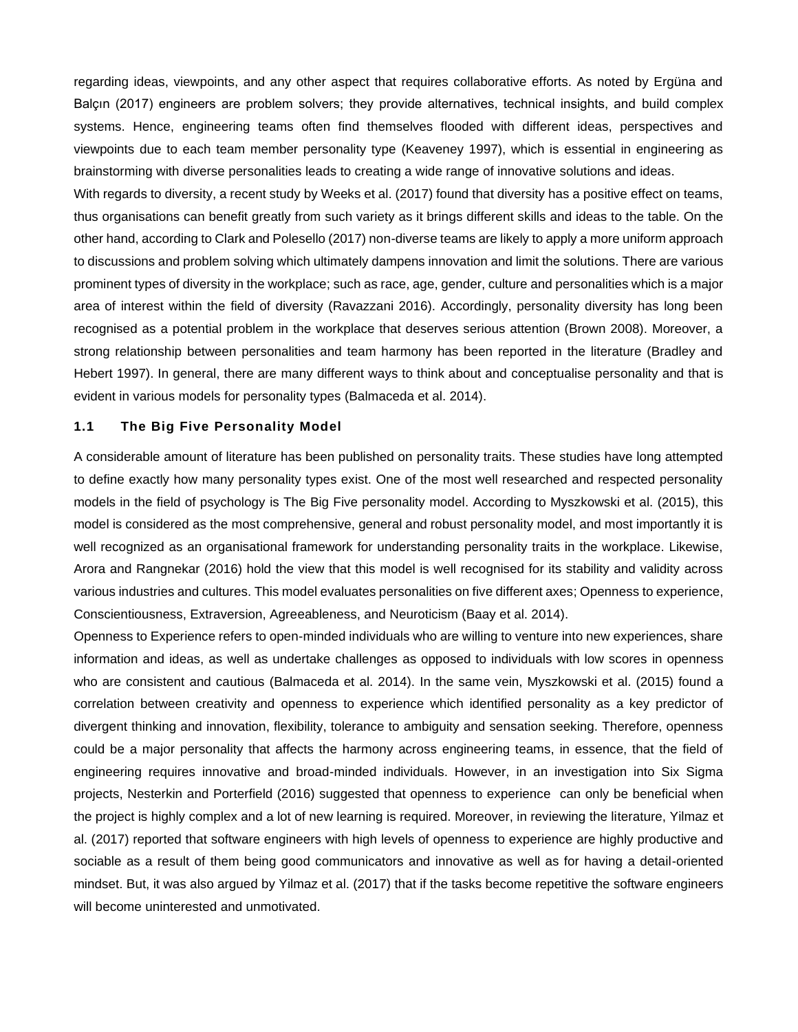regarding ideas, viewpoints, and any other aspect that requires collaborative efforts. As noted by Ergüna and Balçın (2017) engineers are problem solvers; they provide alternatives, technical insights, and build complex systems. Hence, engineering teams often find themselves flooded with different ideas, perspectives and viewpoints due to each team member personality type (Keaveney 1997), which is essential in engineering as brainstorming with diverse personalities leads to creating a wide range of innovative solutions and ideas.

With regards to diversity, a recent study by Weeks et al. (2017) found that diversity has a positive effect on teams, thus organisations can benefit greatly from such variety as it brings different skills and ideas to the table. On the other hand, according to Clark and Polesello (2017) non-diverse teams are likely to apply a more uniform approach to discussions and problem solving which ultimately dampens innovation and limit the solutions. There are various prominent types of diversity in the workplace; such as race, age, gender, culture and personalities which is a major area of interest within the field of diversity (Ravazzani 2016). Accordingly, personality diversity has long been recognised as a potential problem in the workplace that deserves serious attention (Brown 2008). Moreover, a strong relationship between personalities and team harmony has been reported in the literature (Bradley and Hebert 1997). In general, there are many different ways to think about and conceptualise personality and that is evident in various models for personality types (Balmaceda et al. 2014).

### 1.1 The Big Five Personality Model

A considerable amount of literature has been published on personality traits. These studies have long attempted to define exactly how many personality types exist. One of the most well researched and respected personality models in the field of psychology is The Big Five personality model. According to Myszkowski et al. (2015), this model is considered as the most comprehensive, general and robust personality model, and most importantly it is well recognized as an organisational framework for understanding personality traits in the workplace. Likewise, Arora and Rangnekar (2016) hold the view that this model is well recognised for its stability and validity across various industries and cultures. This model evaluates personalities on five different axes; Openness to experience, Conscientiousness, Extraversion, Agreeableness, and Neuroticism (Baay et al. 2014).

Openness to Experience refers to open-minded individuals who are willing to venture into new experiences, share information and ideas, as well as undertake challenges as opposed to individuals with low scores in openness who are consistent and cautious (Balmaceda et al. 2014). In the same vein, Myszkowski et al. (2015) found a correlation between creativity and openness to experience which identified personality as a key predictor of divergent thinking and innovation, flexibility, tolerance to ambiguity and sensation seeking. Therefore, openness could be a major personality that affects the harmony across engineering teams, in essence, that the field of engineering requires innovative and broad-minded individuals. However, in an investigation into Six Sigma projects, Nesterkin and Porterfield (2016) suggested that openness to experience can only be beneficial when the project is highly complex and a lot of new learning is required. Moreover, in reviewing the literature, Yilmaz et al. (2017) reported that software engineers with high levels of openness to experience are highly productive and sociable as a result of them being good communicators and innovative as well as for having a detail-oriented mindset. But, it was also argued by Yilmaz et al. (2017) that if the tasks become repetitive the software engineers will become uninterested and unmotivated.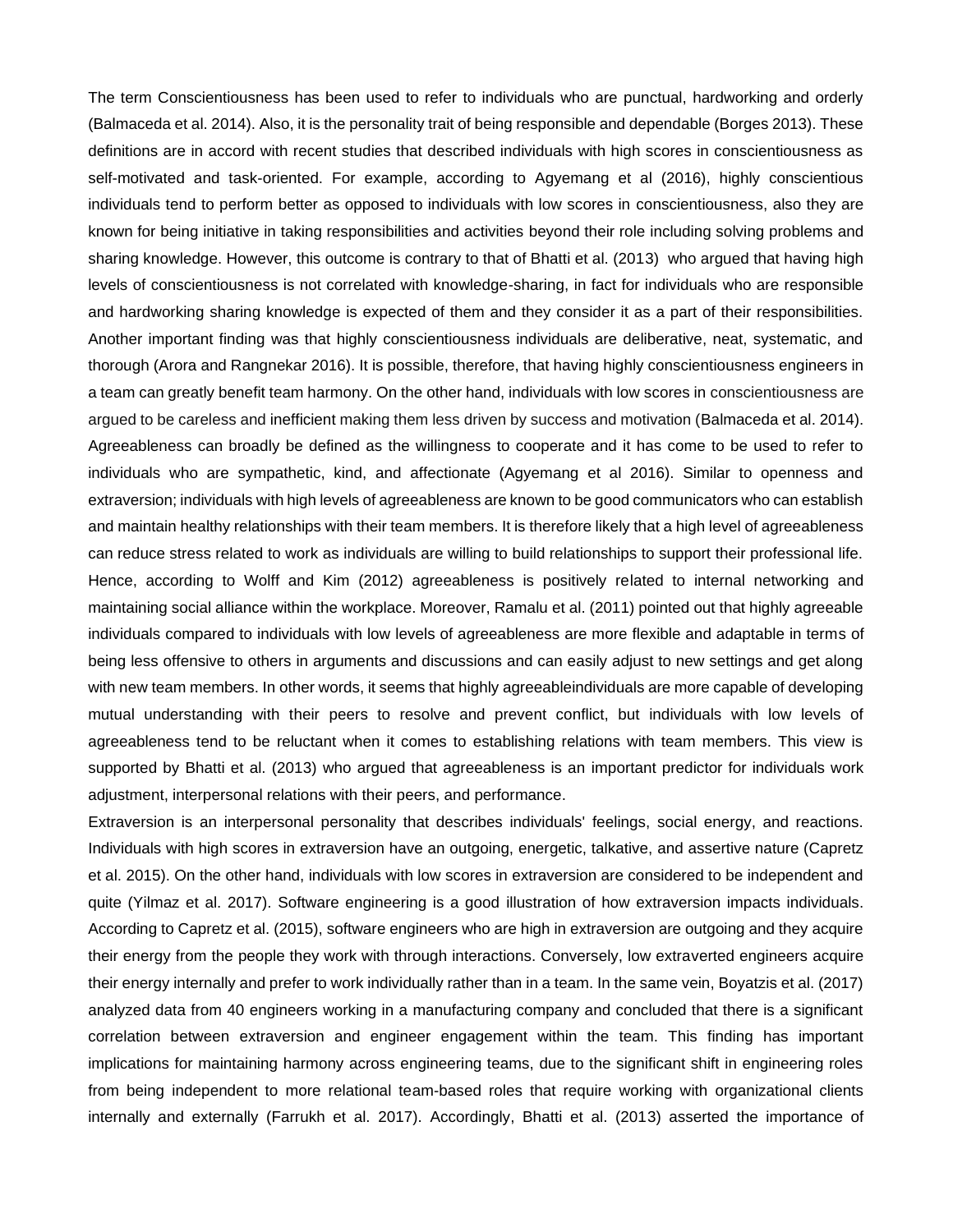The term Conscientiousness has been used to refer to individuals who are punctual, hardworking and orderly (Balmaceda et al. 2014). Also, it is the personality trait of being responsible and dependable (Borges 2013). These definitions are in accord with recent studies that described individuals with high scores in conscientiousness as self-motivated and task-oriented. For example, according to Agyemang et al (2016), highly conscientious individuals tend to perform better as opposed to individuals with low scores in conscientiousness, also they are known for being initiative in taking responsibilities and activities beyond their role including solving problems and sharing knowledge. However, this outcome is contrary to that of Bhatti et al. (2013) who argued that having high levels of conscientiousness is not correlated with knowledge-sharing, in fact for individuals who are responsible and hardworking sharing knowledge is expected of them and they consider it as a part of their responsibilities. Another important finding was that highly conscientiousness individuals are deliberative, neat, systematic, and thorough (Arora and Rangnekar 2016). It is possible, therefore, that having highly conscientiousness engineers in a team can greatly benefit team harmony. On the other hand, individuals with low scores in conscientiousness are argued to be careless and inefficient making them less driven by success and motivation (Balmaceda et al. 2014). Agreeableness can broadly be defined as the willingness to cooperate and it has come to be used to refer to individuals who are sympathetic, kind, and affectionate (Agyemang et al 2016). Similar to openness and extraversion; individuals with high levels of agreeableness are known to be good communicators who can establish and maintain healthy relationships with their team members. It is therefore likely that a high level of agreeableness can reduce stress related to work as individuals are willing to build relationships to support their professional life. Hence, according to Wolff and Kim (2012) agreeableness is positively related to internal networking and maintaining social alliance within the workplace. Moreover, Ramalu et al. (2011) pointed out that highly agreeable individuals compared to individuals with low levels of agreeableness are more flexible and adaptable in terms of being less offensive to others in arguments and discussions and can easily adjust to new settings and get along with new team members. In other words, it seems that highly agreeableindividuals are more capable of developing mutual understanding with their peers to resolve and prevent conflict, but individuals with low levels of agreeableness tend to be reluctant when it comes to establishing relations with team members. This view is supported by Bhatti et al. (2013) who argued that agreeableness is an important predictor for individuals work adjustment, interpersonal relations with their peers, and performance.

Extraversion is an interpersonal personality that describes individuals' feelings, social energy, and reactions. Individuals with high scores in extraversion have an outgoing, energetic, talkative, and assertive nature (Capretz et al. 2015). On the other hand, individuals with low scores in extraversion are considered to be independent and quite (Yilmaz et al. 2017). Software engineering is a good illustration of how extraversion impacts individuals. According to Capretz et al. (2015), software engineers who are high in extraversion are outgoing and they acquire their energy from the people they work with through interactions. Conversely, low extraverted engineers acquire their energy internally and prefer to work individually rather than in a team. In the same vein, Boyatzis et al. (2017) analyzed data from 40 engineers working in a manufacturing company and concluded that there is a significant correlation between extraversion and engineer engagement within the team. This finding has important implications for maintaining harmony across engineering teams, due to the significant shift in engineering roles from being independent to more relational team-based roles that require working with organizational clients internally and externally (Farrukh et al. 2017). Accordingly, Bhatti et al. (2013) asserted the importance of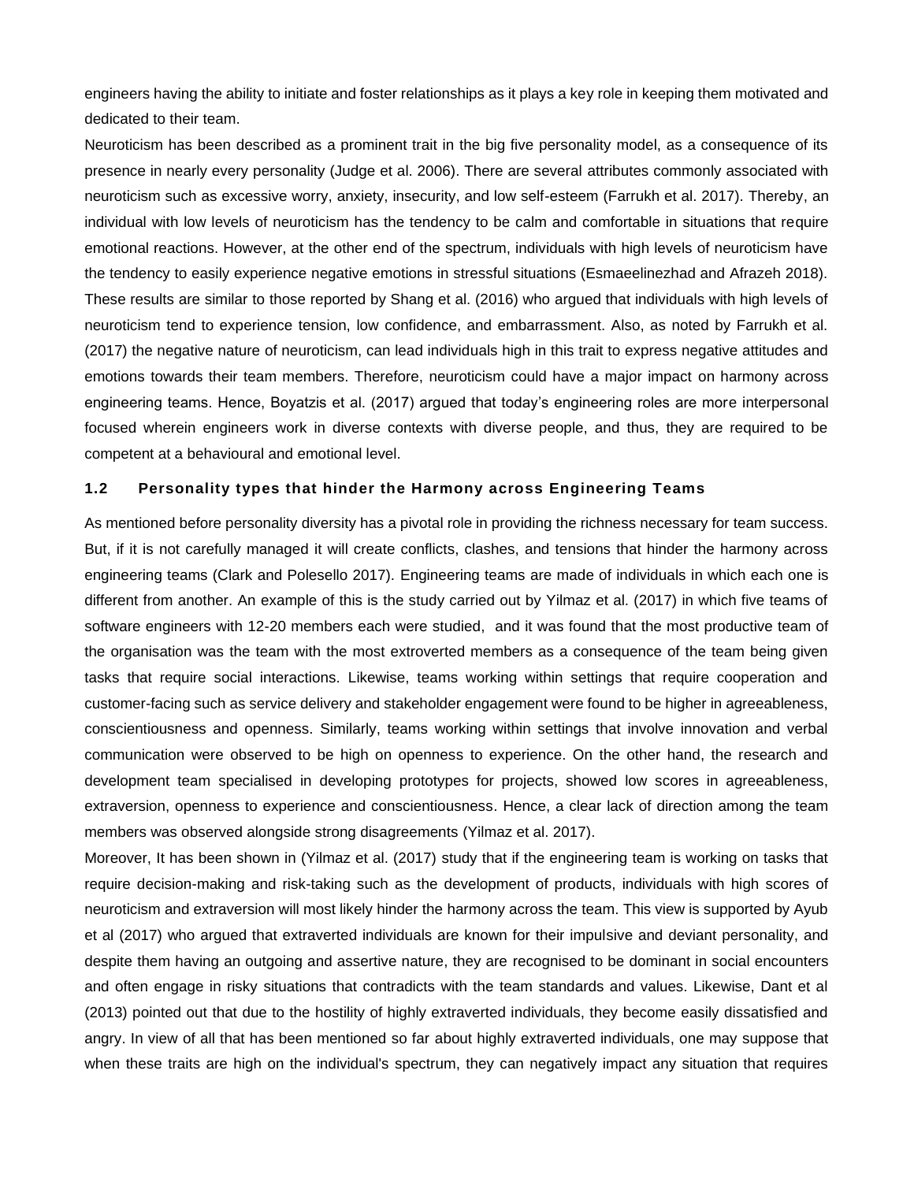engineers having the ability to initiate and foster relationships as it plays a key role in keeping them motivated and dedicated to their team.

Neuroticism has been described as a prominent trait in the big five personality model, as a consequence of its presence in nearly every personality (Judge et al. 2006). There are several attributes commonly associated with neuroticism such as excessive worry, anxiety, insecurity, and low self-esteem (Farrukh et al. 2017). Thereby, an individual with low levels of neuroticism has the tendency to be calm and comfortable in situations that require emotional reactions. However, at the other end of the spectrum, individuals with high levels of neuroticism have the tendency to easily experience negative emotions in stressful situations (Esmaeelinezhad and Afrazeh 2018). These results are similar to those reported by Shang et al. (2016) who argued that individuals with high levels of neuroticism tend to experience tension, low confidence, and embarrassment. Also, as noted by Farrukh et al. (2017) the negative nature of neuroticism, can lead individuals high in this trait to express negative attitudes and emotions towards their team members. Therefore, neuroticism could have a major impact on harmony across engineering teams. Hence, Boyatzis et al. (2017) argued that today's engineering roles are more interpersonal focused wherein engineers work in diverse contexts with diverse people, and thus, they are required to be competent at a behavioural and emotional level.

### 1.2 Personality types that hinder the Harmony across Engineering Teams

As mentioned before personality diversity has a pivotal role in providing the richness necessary for team success. But, if it is not carefully managed it will create conflicts, clashes, and tensions that hinder the harmony across engineering teams (Clark and Polesello 2017). Engineering teams are made of individuals in which each one is different from another. An example of this is the study carried out by Yilmaz et al. (2017) in which five teams of software engineers with 12-20 members each were studied, and it was found that the most productive team of the organisation was the team with the most extroverted members as a consequence of the team being given tasks that require social interactions. Likewise, teams working within settings that require cooperation and customer-facing such as service delivery and stakeholder engagement were found to be higher in agreeableness, conscientiousness and openness. Similarly, teams working within settings that involve innovation and verbal communication were observed to be high on openness to experience. On the other hand, the research and development team specialised in developing prototypes for projects, showed low scores in agreeableness, extraversion, openness to experience and conscientiousness. Hence, a clear lack of direction among the team members was observed alongside strong disagreements (Yilmaz et al. 2017).

Moreover, It has been shown in (Yilmaz et al. (2017) study that if the engineering team is working on tasks that require decision-making and risk-taking such as the development of products, individuals with high scores of neuroticism and extraversion will most likely hinder the harmony across the team. This view is supported by Ayub et al (2017) who argued that extraverted individuals are known for their impulsive and deviant personality, and despite them having an outgoing and assertive nature, they are recognised to be dominant in social encounters and often engage in risky situations that contradicts with the team standards and values. Likewise, Dant et al (2013) pointed out that due to the hostility of highly extraverted individuals, they become easily dissatisfied and angry. In view of all that has been mentioned so far about highly extraverted individuals, one may suppose that when these traits are high on the individual's spectrum, they can negatively impact any situation that requires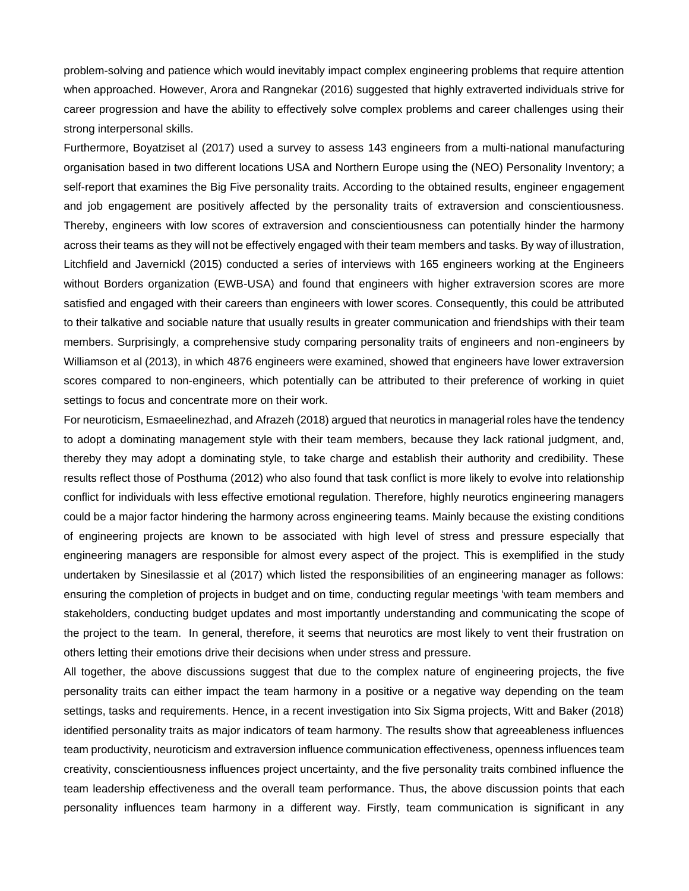problem-solving and patience which would inevitably impact complex engineering problems that require attention when approached. However, Arora and Rangnekar (2016) suggested that highly extraverted individuals strive for career progression and have the ability to effectively solve complex problems and career challenges using their strong interpersonal skills.

Furthermore, Boyatziset al (2017) used a survey to assess 143 engineers from a multi-national manufacturing organisation based in two different locations USA and Northern Europe using the (NEO) Personality Inventory; a self-report that examines the Big Five personality traits. According to the obtained results, engineer engagement and job engagement are positively affected by the personality traits of extraversion and conscientiousness. Thereby, engineers with low scores of extraversion and conscientiousness can potentially hinder the harmony across their teams as they will not be effectively engaged with their team members and tasks. By way of illustration, Litchfield and Javernickl (2015) conducted a series of interviews with 165 engineers working at the Engineers without Borders organization (EWB-USA) and found that engineers with higher extraversion scores are more satisfied and engaged with their careers than engineers with lower scores. Consequently, this could be attributed to their talkative and sociable nature that usually results in greater communication and friendships with their team members. Surprisingly, a comprehensive study comparing personality traits of engineers and non-engineers by Williamson et al (2013), in which 4876 engineers were examined, showed that engineers have lower extraversion scores compared to non-engineers, which potentially can be attributed to their preference of working in quiet settings to focus and concentrate more on their work.

For neuroticism, Esmaeelinezhad, and Afrazeh (2018) argued that neurotics in managerial roles have the tendency to adopt a dominating management style with their team members, because they lack rational judgment, and, thereby they may adopt a dominating style, to take charge and establish their authority and credibility. These results reflect those of Posthuma (2012) who also found that task conflict is more likely to evolve into relationship conflict for individuals with less effective emotional regulation. Therefore, highly neurotics engineering managers could be a major factor hindering the harmony across engineering teams. Mainly because the existing conditions of engineering projects are known to be associated with high level of stress and pressure especially that engineering managers are responsible for almost every aspect of the project. This is exemplified in the study undertaken by Sinesilassie et al (2017) which listed the responsibilities of an engineering manager as follows: ensuring the completion of projects in budget and on time, conducting regular meetings 'with team members and stakeholders, conducting budget updates and most importantly understanding and communicating the scope of the project to the team. In general, therefore, it seems that neurotics are most likely to vent their frustration on others letting their emotions drive their decisions when under stress and pressure.

All together, the above discussions suggest that due to the complex nature of engineering projects, the five personality traits can either impact the team harmony in a positive or a negative way depending on the team settings, tasks and requirements. Hence, in a recent investigation into Six Sigma projects, Witt and Baker (2018) identified personality traits as major indicators of team harmony. The results show that agreeableness influences team productivity, neuroticism and extraversion influence communication effectiveness, openness influences team creativity, conscientiousness influences project uncertainty, and the five personality traits combined influence the team leadership effectiveness and the overall team performance. Thus, the above discussion points that each personality influences team harmony in a different way. Firstly, team communication is significant in any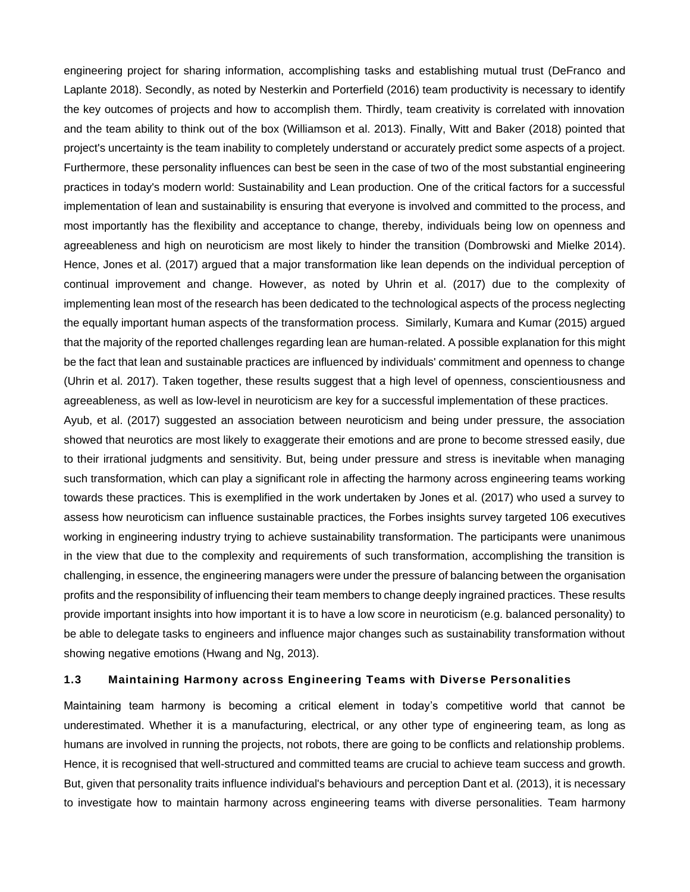engineering project for sharing information, accomplishing tasks and establishing mutual trust (DeFranco and Laplante 2018). Secondly, as noted by Nesterkin and Porterfield (2016) team productivity is necessary to identify the key outcomes of projects and how to accomplish them. Thirdly, team creativity is correlated with innovation and the team ability to think out of the box (Williamson et al. 2013). Finally, Witt and Baker (2018) pointed that project's uncertainty is the team inability to completely understand or accurately predict some aspects of a project. Furthermore, these personality influences can best be seen in the case of two of the most substantial engineering practices in today's modern world: Sustainability and Lean production. One of the critical factors for a successful implementation of lean and sustainability is ensuring that everyone is involved and committed to the process, and most importantly has the flexibility and acceptance to change, thereby, individuals being low on openness and agreeableness and high on neuroticism are most likely to hinder the transition (Dombrowski and Mielke 2014). Hence, Jones et al. (2017) argued that a major transformation like lean depends on the individual perception of continual improvement and change. However, as noted by Uhrin et al. (2017) due to the complexity of implementing lean most of the research has been dedicated to the technological aspects of the process neglecting the equally important human aspects of the transformation process. Similarly, Kumara and Kumar (2015) argued that the majority of the reported challenges regarding lean are human-related. A possible explanation for this might be the fact that lean and sustainable practices are influenced by individuals' commitment and openness to change (Uhrin et al. 2017). Taken together, these results suggest that a high level of openness, conscientiousness and agreeableness, as well as low-level in neuroticism are key for a successful implementation of these practices.

Ayub, et al. (2017) suggested an association between neuroticism and being under pressure, the association showed that neurotics are most likely to exaggerate their emotions and are prone to become stressed easily, due to their irrational judgments and sensitivity. But, being under pressure and stress is inevitable when managing such transformation, which can play a significant role in affecting the harmony across engineering teams working towards these practices. This is exemplified in the work undertaken by Jones et al. (2017) who used a survey to assess how neuroticism can influence sustainable practices, the Forbes insights survey targeted 106 executives working in engineering industry trying to achieve sustainability transformation. The participants were unanimous in the view that due to the complexity and requirements of such transformation, accomplishing the transition is challenging, in essence, the engineering managers were under the pressure of balancing between the organisation profits and the responsibility of influencing their team members to change deeply ingrained practices. These results provide important insights into how important it is to have a low score in neuroticism (e.g. balanced personality) to be able to delegate tasks to engineers and influence major changes such as sustainability transformation without showing negative emotions (Hwang and Ng, 2013).

### 1.3 Maintaining Harmony across Engineering Teams with Diverse Personalities

Maintaining team harmony is becoming a critical element in today's competitive world that cannot be underestimated. Whether it is a manufacturing, electrical, or any other type of engineering team, as long as humans are involved in running the projects, not robots, there are going to be conflicts and relationship problems. Hence, it is recognised that well-structured and committed teams are crucial to achieve team success and growth. But, given that personality traits influence individual's behaviours and perception Dant et al. (2013), it is necessary to investigate how to maintain harmony across engineering teams with diverse personalities. Team harmony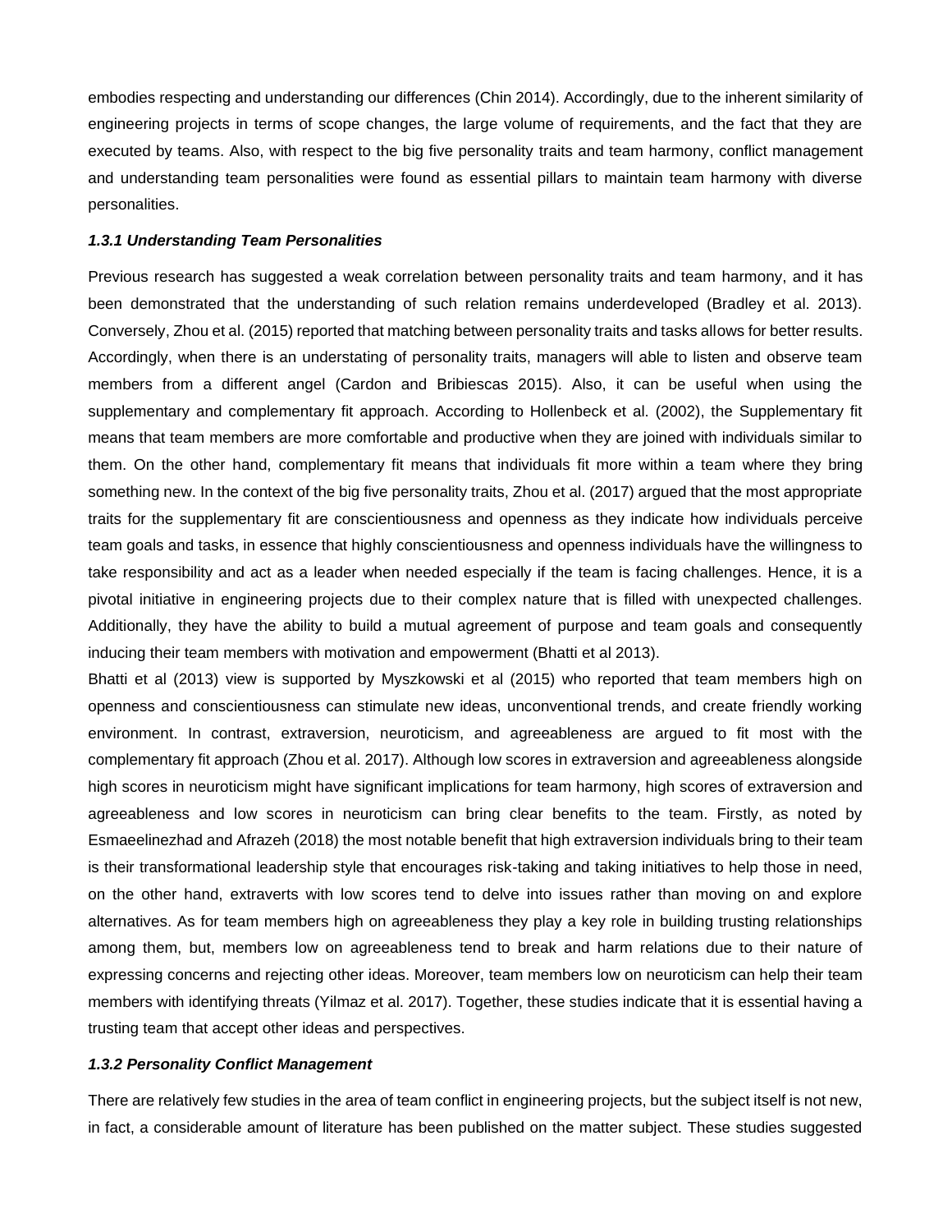embodies respecting and understanding our differences (Chin 2014). Accordingly, due to the inherent similarity of engineering projects in terms of scope changes, the large volume of requirements, and the fact that they are executed by teams. Also, with respect to the big five personality traits and team harmony, conflict management and understanding team personalities were found as essential pillars to maintain team harmony with diverse personalities.

#### *1.3.1 Understanding Team Personalities*

Previous research has suggested a weak correlation between personality traits and team harmony, and it has been demonstrated that the understanding of such relation remains underdeveloped (Bradley et al. 2013). Conversely, Zhou et al. (2015) reported that matching between personality traits and tasks allows for better results. Accordingly, when there is an understating of personality traits, managers will able to listen and observe team members from a different angel (Cardon and Bribiescas 2015). Also, it can be useful when using the supplementary and complementary fit approach. According to Hollenbeck et al. (2002), the Supplementary fit means that team members are more comfortable and productive when they are joined with individuals similar to them. On the other hand, complementary fit means that individuals fit more within a team where they bring something new. In the context of the big five personality traits, Zhou et al. (2017) argued that the most appropriate traits for the supplementary fit are conscientiousness and openness as they indicate how individuals perceive team goals and tasks, in essence that highly conscientiousness and openness individuals have the willingness to take responsibility and act as a leader when needed especially if the team is facing challenges. Hence, it is a pivotal initiative in engineering projects due to their complex nature that is filled with unexpected challenges. Additionally, they have the ability to build a mutual agreement of purpose and team goals and consequently inducing their team members with motivation and empowerment (Bhatti et al 2013).

Bhatti et al (2013) view is supported by Myszkowski et al (2015) who reported that team members high on openness and conscientiousness can stimulate new ideas, unconventional trends, and create friendly working environment. In contrast, extraversion, neuroticism, and agreeableness are argued to fit most with the complementary fit approach (Zhou et al. 2017). Although low scores in extraversion and agreeableness alongside high scores in neuroticism might have significant implications for team harmony, high scores of extraversion and agreeableness and low scores in neuroticism can bring clear benefits to the team. Firstly, as noted by Esmaeelinezhad and Afrazeh (2018) the most notable benefit that high extraversion individuals bring to their team is their transformational leadership style that encourages risk-taking and taking initiatives to help those in need, on the other hand, extraverts with low scores tend to delve into issues rather than moving on and explore alternatives. As for team members high on agreeableness they play a key role in building trusting relationships among them, but, members low on agreeableness tend to break and harm relations due to their nature of expressing concerns and rejecting other ideas. Moreover, team members low on neuroticism can help their team members with identifying threats (Yilmaz et al. 2017). Together, these studies indicate that it is essential having a trusting team that accept other ideas and perspectives.

#### *1.3.2 Personality Conflict Management*

There are relatively few studies in the area of team conflict in engineering projects, but the subject itself is not new, in fact, a considerable amount of literature has been published on the matter subject. These studies suggested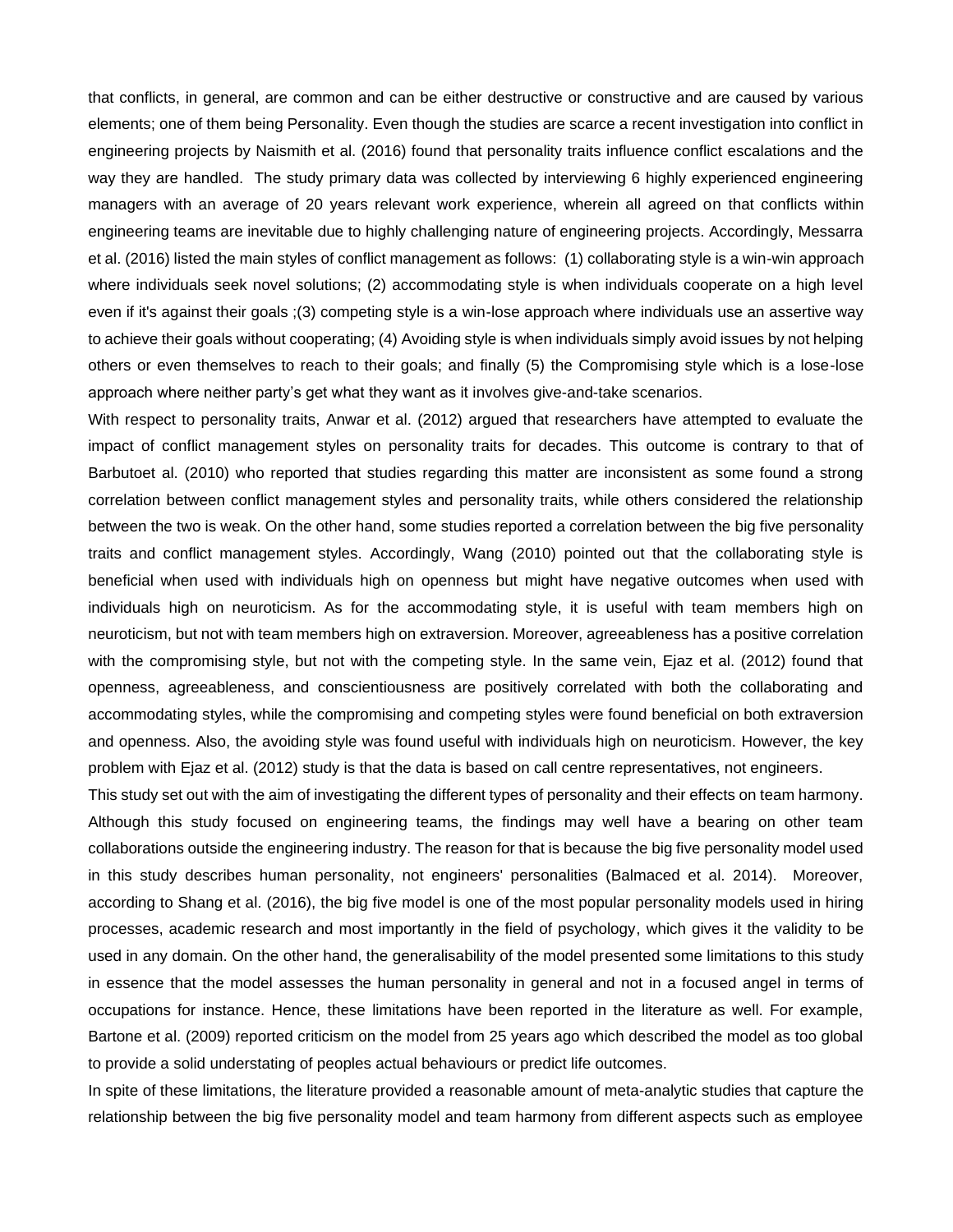that conflicts, in general, are common and can be either destructive or constructive and are caused by various elements; one of them being Personality. Even though the studies are scarce a recent investigation into conflict in engineering projects by Naismith et al. (2016) found that personality traits influence conflict escalations and the way they are handled. The study primary data was collected by interviewing 6 highly experienced engineering managers with an average of 20 years relevant work experience, wherein all agreed on that conflicts within engineering teams are inevitable due to highly challenging nature of engineering projects. Accordingly, Messarra et al. (2016) listed the main styles of conflict management as follows: (1) collaborating style is a win-win approach where individuals seek novel solutions; (2) accommodating style is when individuals cooperate on a high level even if it's against their goals ;(3) competing style is a win-lose approach where individuals use an assertive way to achieve their goals without cooperating; (4) Avoiding style is when individuals simply avoid issues by not helping others or even themselves to reach to their goals; and finally (5) the Compromising style which is a lose-lose approach where neither party's get what they want as it involves give-and-take scenarios.

With respect to personality traits, Anwar et al. (2012) argued that researchers have attempted to evaluate the impact of conflict management styles on personality traits for decades. This outcome is contrary to that of Barbutoet al. (2010) who reported that studies regarding this matter are inconsistent as some found a strong correlation between conflict management styles and personality traits, while others considered the relationship between the two is weak. On the other hand, some studies reported a correlation between the big five personality traits and conflict management styles. Accordingly, Wang (2010) pointed out that the collaborating style is beneficial when used with individuals high on openness but might have negative outcomes when used with individuals high on neuroticism. As for the accommodating style, it is useful with team members high on neuroticism, but not with team members high on extraversion. Moreover, agreeableness has a positive correlation with the compromising style, but not with the competing style. In the same vein, Ejaz et al. (2012) found that openness, agreeableness, and conscientiousness are positively correlated with both the collaborating and accommodating styles, while the compromising and competing styles were found beneficial on both extraversion and openness. Also, the avoiding style was found useful with individuals high on neuroticism. However, the key problem with Ejaz et al. (2012) study is that the data is based on call centre representatives, not engineers.

This study set out with the aim of investigating the different types of personality and their effects on team harmony. Although this study focused on engineering teams, the findings may well have a bearing on other team collaborations outside the engineering industry. The reason for that is because the big five personality model used in this study describes human personality, not engineers' personalities (Balmaced et al. 2014). Moreover, according to Shang et al. (2016), the big five model is one of the most popular personality models used in hiring processes, academic research and most importantly in the field of psychology, which gives it the validity to be used in any domain. On the other hand, the generalisability of the model presented some limitations to this study in essence that the model assesses the human personality in general and not in a focused angel in terms of occupations for instance. Hence, these limitations have been reported in the literature as well. For example, Bartone et al. (2009) reported criticism on the model from 25 years ago which described the model as too global to provide a solid understating of peoples actual behaviours or predict life outcomes.

In spite of these limitations, the literature provided a reasonable amount of meta-analytic studies that capture the relationship between the big five personality model and team harmony from different aspects such as employee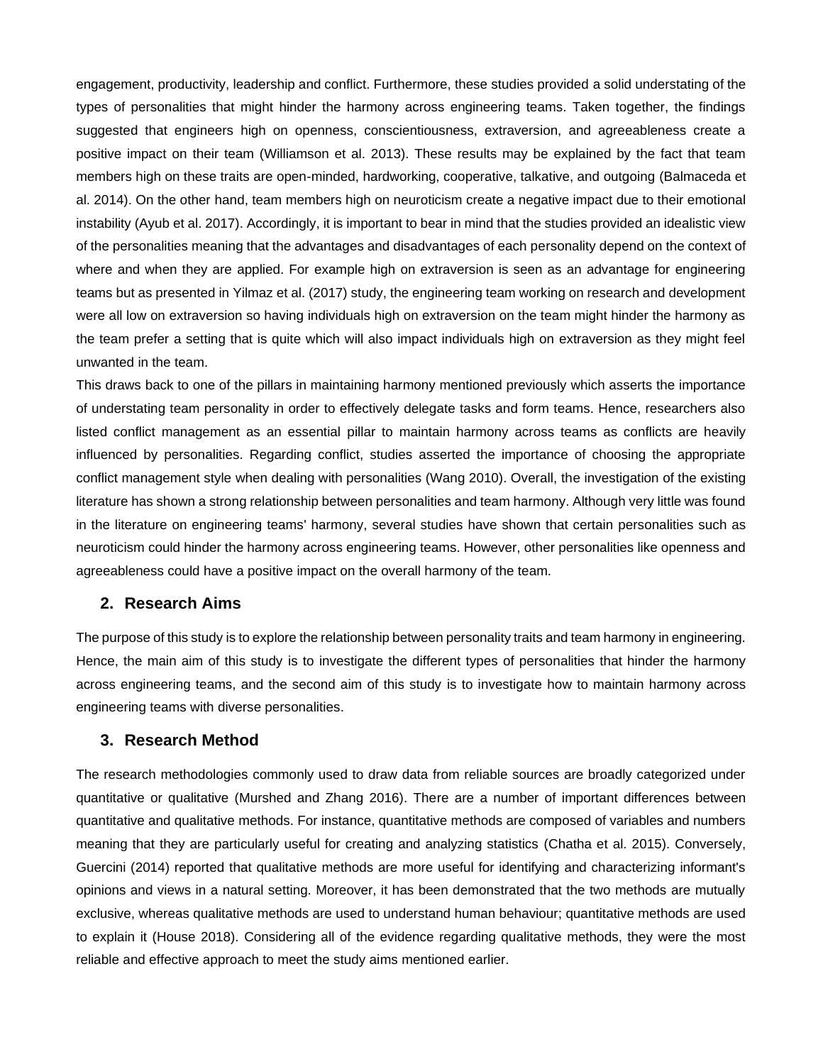engagement, productivity, leadership and conflict. Furthermore, these studies provided a solid understating of the types of personalities that might hinder the harmony across engineering teams. Taken together, the findings suggested that engineers high on openness, conscientiousness, extraversion, and agreeableness create a positive impact on their team (Williamson et al. 2013). These results may be explained by the fact that team members high on these traits are open-minded, hardworking, cooperative, talkative, and outgoing (Balmaceda et al. 2014). On the other hand, team members high on neuroticism create a negative impact due to their emotional instability (Ayub et al. 2017). Accordingly, it is important to bear in mind that the studies provided an idealistic view of the personalities meaning that the advantages and disadvantages of each personality depend on the context of where and when they are applied. For example high on extraversion is seen as an advantage for engineering teams but as presented in Yilmaz et al. (2017) study, the engineering team working on research and development were all low on extraversion so having individuals high on extraversion on the team might hinder the harmony as the team prefer a setting that is quite which will also impact individuals high on extraversion as they might feel unwanted in the team.

This draws back to one of the pillars in maintaining harmony mentioned previously which asserts the importance of understating team personality in order to effectively delegate tasks and form teams. Hence, researchers also listed conflict management as an essential pillar to maintain harmony across teams as conflicts are heavily influenced by personalities. Regarding conflict, studies asserted the importance of choosing the appropriate conflict management style when dealing with personalities (Wang 2010). Overall, the investigation of the existing literature has shown a strong relationship between personalities and team harmony. Although very little was found in the literature on engineering teams' harmony, several studies have shown that certain personalities such as neuroticism could hinder the harmony across engineering teams. However, other personalities like openness and agreeableness could have a positive impact on the overall harmony of the team.

## 2. Research Aims

The purpose of this study is to explore the relationship between personality traits and team harmony in engineering. Hence, the main aim of this study is to investigate the different types of personalities that hinder the harmony across engineering teams, and the second aim of this study is to investigate how to maintain harmony across engineering teams with diverse personalities.

## 3. Research Method

The research methodologies commonly used to draw data from reliable sources are broadly categorized under quantitative or qualitative (Murshed and Zhang 2016). There are a number of important differences between quantitative and qualitative methods. For instance, quantitative methods are composed of variables and numbers meaning that they are particularly useful for creating and analyzing statistics (Chatha et al. 2015). Conversely, Guercini (2014) reported that qualitative methods are more useful for identifying and characterizing informant's opinions and views in a natural setting. Moreover, it has been demonstrated that the two methods are mutually exclusive, whereas qualitative methods are used to understand human behaviour; quantitative methods are used to explain it (House 2018). Considering all of the evidence regarding qualitative methods, they were the most reliable and effective approach to meet the study aims mentioned earlier.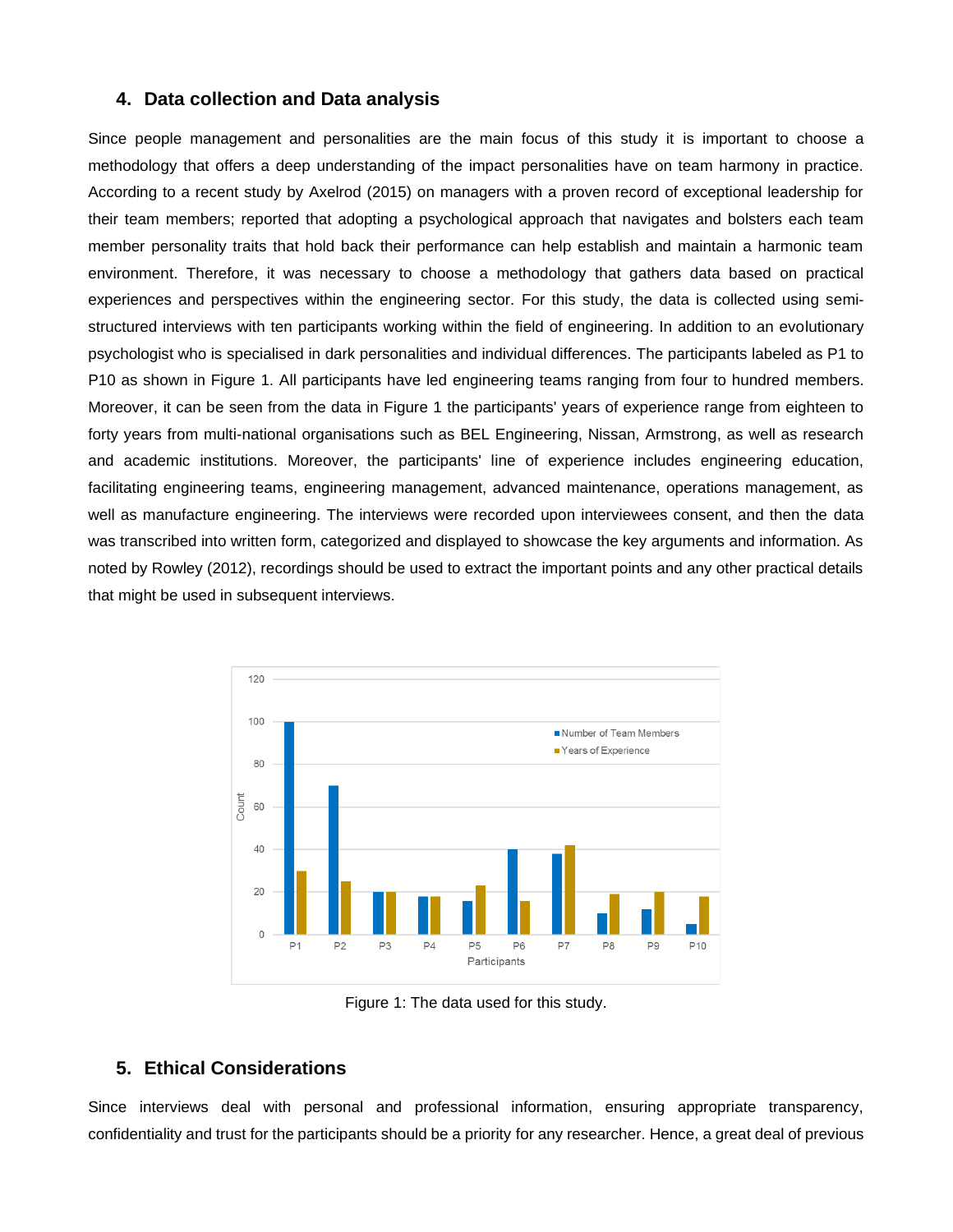## 4. Data collection and Data analysis

Since people management and personalities are the main focus of this study it is important to choose a methodology that offers a deep understanding of the impact personalities have on team harmony in practice. According to a recent study by Axelrod (2015) on managers with a proven record of exceptional leadership for their team members; reported that adopting a psychological approach that navigates and bolsters each team member personality traits that hold back their performance can help establish and maintain a harmonic team environment. Therefore, it was necessary to choose a methodology that gathers data based on practical experiences and perspectives within the engineering sector. For this study, the data is collected using semi-structured interviews with ten participants working within the field of engineering. In addition to an evolutionary psychologist who is specialised in dark personalities and individual differences. The participants labeled as P1 to P10 as shown in Figure 1. All participants have led engineering teams ranging from four to hundred members. Moreover, it can be seen from the data in Figure 1 the participants' years of experience range from eighteen to forty years from multi-national organisations such as BEL Engineering, Nissan, Armstrong, as well as research and academic institutions. Moreover, the participants' line of experience includes engineering education, facilitating engineering teams, engineering management, advanced maintenance, operations management, as well as manufacture engineering. The interviews were recorded upon interviewees consent, and then the data was transcribed into written form, categorized and displayed to showcase the key arguments and information. As noted by Rowley (2012), recordings should be used to extract the important points and any other practical details that might be used in subsequent interviews.

Figure 1: The data used for this study.

## 5. Ethical Considerations

Since interviews deal with personal and professional information, ensuring appropriate transparency, confidentiality and trust for the participants should be a priority for any researcher. Hence, a great deal of previous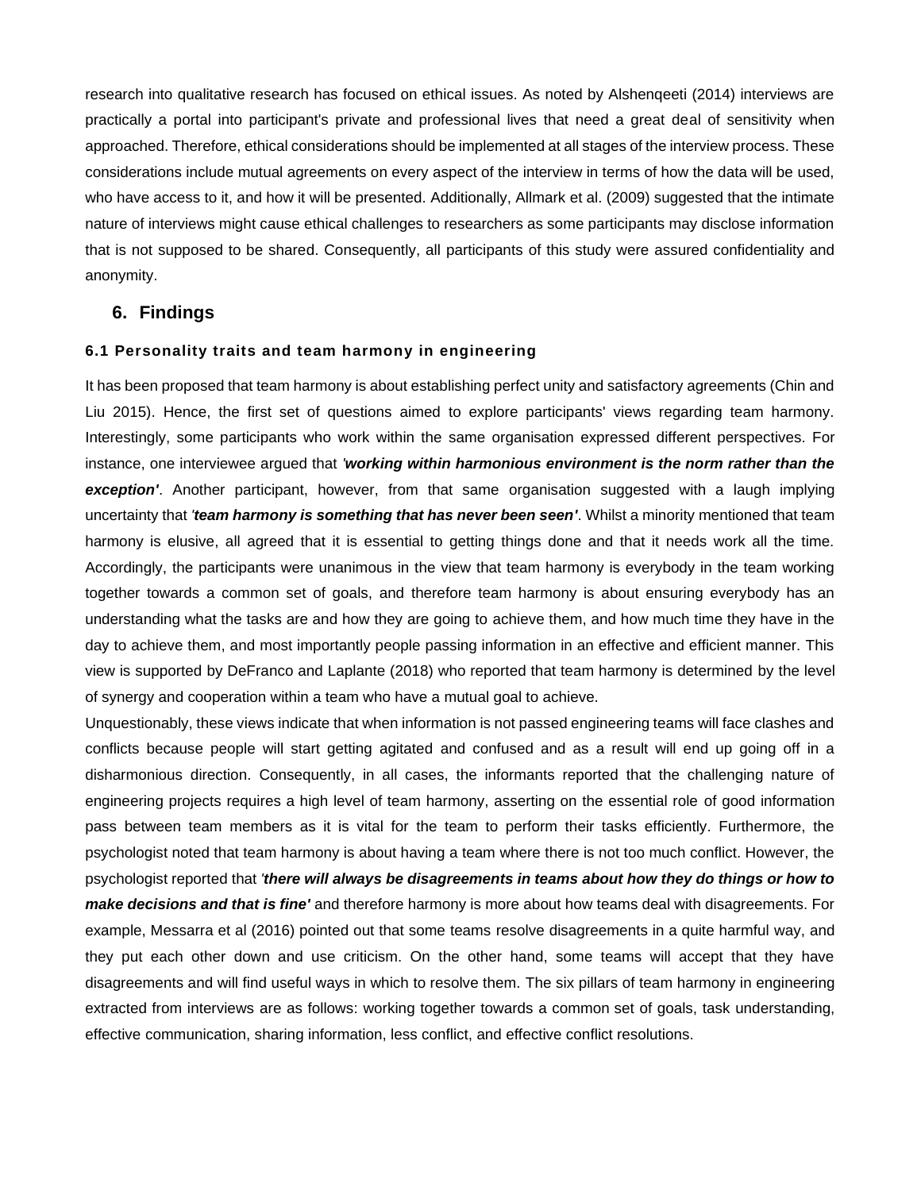research into qualitative research has focused on ethical issues. As noted by Alshenqeeti (2014) interviews are practically a portal into participant's private and professional lives that need a great deal of sensitivity when approached. Therefore, ethical considerations should be implemented at all stages of the interview process. These considerations include mutual agreements on every aspect of the interview in terms of how the data will be used, who have access to it, and how it will be presented. Additionally, Allmark et al. (2009) suggested that the intimate nature of interviews might cause ethical challenges to researchers as some participants may disclose information that is not supposed to be shared. Consequently, all participants of this study were assured confidentiality and anonymity.

## 6. Findings

### 6.1 Personality traits and team harmony in engineering

It has been proposed that team harmony is about establishing perfect unity and satisfactory agreements (Chin and Liu 2015). Hence, the first set of questions aimed to explore participants' views regarding team harmony. Interestingly, some participants who work within the same organisation expressed different perspectives. For instance, one interviewee argued that ***'working within harmonious environment is the norm rather than the exception'***. Another participant, however, from that same organisation suggested with a laugh implying uncertainty that ***'team harmony is something that has never been seen'***. Whilst a minority mentioned that team harmony is elusive, all agreed that it is essential to getting things done and that it needs work all the time. Accordingly, the participants were unanimous in the view that team harmony is everybody in the team working together towards a common set of goals, and therefore team harmony is about ensuring everybody has an understanding what the tasks are and how they are going to achieve them, and how much time they have in the day to achieve them, and most importantly people passing information in an effective and efficient manner. This view is supported by DeFranco and Laplante (2018) who reported that team harmony is determined by the level of synergy and cooperation within a team who have a mutual goal to achieve.

Unquestionably, these views indicate that when information is not passed engineering teams will face clashes and conflicts because people will start getting agitated and confused and as a result will end up going off in a disharmonious direction. Consequently, in all cases, the informants reported that the challenging nature of engineering projects requires a high level of team harmony, asserting on the essential role of good information pass between team members as it is vital for the team to perform their tasks efficiently. Furthermore, the psychologist noted that team harmony is about having a team where there is not too much conflict. However, the psychologist reported that ***'there will always be disagreements in teams about how they do things or how to make decisions and that is fine'*** and therefore harmony is more about how teams deal with disagreements. For example, Messarra et al (2016) pointed out that some teams resolve disagreements in a quite harmful way, and they put each other down and use criticism. On the other hand, some teams will accept that they have disagreements and will find useful ways in which to resolve them. The six pillars of team harmony in engineering extracted from interviews are as follows: working together towards a common set of goals, task understanding, effective communication, sharing information, less conflict, and effective conflict resolutions.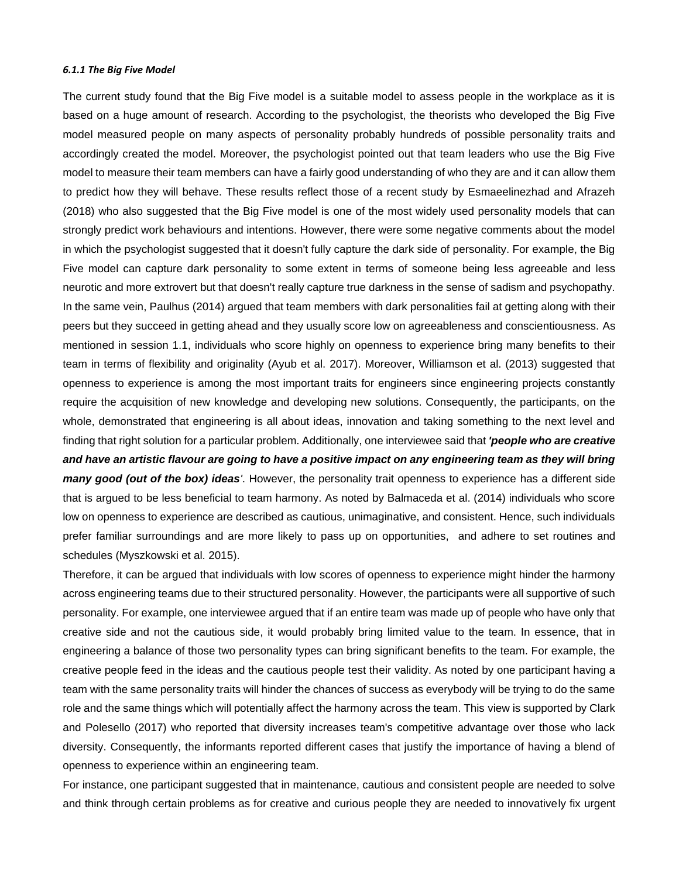#### *6.1.1 The Big Five Model*

The current study found that the Big Five model is a suitable model to assess people in the workplace as it is based on a huge amount of research. According to the psychologist, the theorists who developed the Big Five model measured people on many aspects of personality probably hundreds of possible personality traits and accordingly created the model. Moreover, the psychologist pointed out that team leaders who use the Big Five model to measure their team members can have a fairly good understanding of who they are and it can allow them to predict how they will behave. These results reflect those of a recent study by Esmaeelinezhad and Afrazeh (2018) who also suggested that the Big Five model is one of the most widely used personality models that can strongly predict work behaviours and intentions. However, there were some negative comments about the model in which the psychologist suggested that it doesn't fully capture the dark side of personality. For example, the Big Five model can capture dark personality to some extent in terms of someone being less agreeable and less neurotic and more extrovert but that doesn't really capture true darkness in the sense of sadism and psychopathy. In the same vein, Paulhus (2014) argued that team members with dark personalities fail at getting along with their peers but they succeed in getting ahead and they usually score low on agreeableness and conscientiousness. As mentioned in session 1.1, individuals who score highly on openness to experience bring many benefits to their team in terms of flexibility and originality (Ayub et al. 2017). Moreover, Williamson et al. (2013) suggested that openness to experience is among the most important traits for engineers since engineering projects constantly require the acquisition of new knowledge and developing new solutions. Consequently, the participants, on the whole, demonstrated that engineering is all about ideas, innovation and taking something to the next level and finding that right solution for a particular problem. Additionally, one interviewee said that ***'people who are creative and have an artistic flavour are going to have a positive impact on any engineering team as they will bring many good (out of the box) ideas'***. However, the personality trait openness to experience has a different side that is argued to be less beneficial to team harmony. As noted by Balmaceda et al. (2014) individuals who score low on openness to experience are described as cautious, unimaginative, and consistent. Hence, such individuals prefer familiar surroundings and are more likely to pass up on opportunities, and adhere to set routines and schedules (Myszkowski et al. 2015).

Therefore, it can be argued that individuals with low scores of openness to experience might hinder the harmony across engineering teams due to their structured personality. However, the participants were all supportive of such personality. For example, one interviewee argued that if an entire team was made up of people who have only that creative side and not the cautious side, it would probably bring limited value to the team. In essence, that in engineering a balance of those two personality types can bring significant benefits to the team. For example, the creative people feed in the ideas and the cautious people test their validity. As noted by one participant having a team with the same personality traits will hinder the chances of success as everybody will be trying to do the same role and the same things which will potentially affect the harmony across the team. This view is supported by Clark and Polesello (2017) who reported that diversity increases team's competitive advantage over those who lack diversity. Consequently, the informants reported different cases that justify the importance of having a blend of openness to experience within an engineering team.

For instance, one participant suggested that in maintenance, cautious and consistent people are needed to solve and think through certain problems as for creative and curious people they are needed to innovatively fix urgent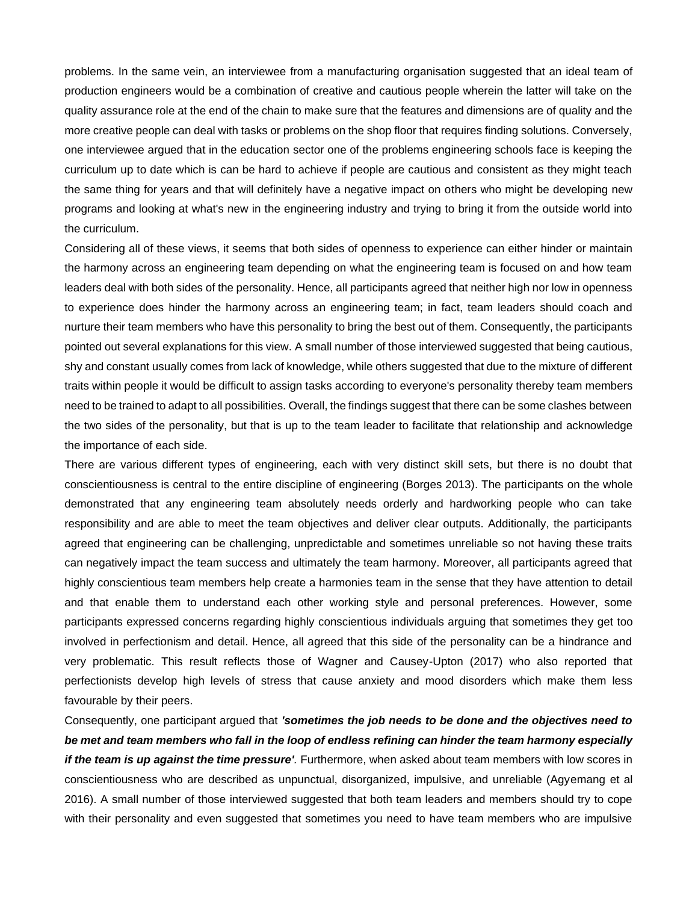problems. In the same vein, an interviewee from a manufacturing organisation suggested that an ideal team of production engineers would be a combination of creative and cautious people wherein the latter will take on the quality assurance role at the end of the chain to make sure that the features and dimensions are of quality and the more creative people can deal with tasks or problems on the shop floor that requires finding solutions. Conversely, one interviewee argued that in the education sector one of the problems engineering schools face is keeping the curriculum up to date which is can be hard to achieve if people are cautious and consistent as they might teach the same thing for years and that will definitely have a negative impact on others who might be developing new programs and looking at what's new in the engineering industry and trying to bring it from the outside world into the curriculum.

Considering all of these views, it seems that both sides of openness to experience can either hinder or maintain the harmony across an engineering team depending on what the engineering team is focused on and how team leaders deal with both sides of the personality. Hence, all participants agreed that neither high nor low in openness to experience does hinder the harmony across an engineering team; in fact, team leaders should coach and nurture their team members who have this personality to bring the best out of them. Consequently, the participants pointed out several explanations for this view. A small number of those interviewed suggested that being cautious, shy and constant usually comes from lack of knowledge, while others suggested that due to the mixture of different traits within people it would be difficult to assign tasks according to everyone's personality thereby team members need to be trained to adapt to all possibilities. Overall, the findings suggest that there can be some clashes between the two sides of the personality, but that is up to the team leader to facilitate that relationship and acknowledge the importance of each side.

There are various different types of engineering, each with very distinct skill sets, but there is no doubt that conscientiousness is central to the entire discipline of engineering (Borges 2013). The participants on the whole demonstrated that any engineering team absolutely needs orderly and hardworking people who can take responsibility and are able to meet the team objectives and deliver clear outputs. Additionally, the participants agreed that engineering can be challenging, unpredictable and sometimes unreliable so not having these traits can negatively impact the team success and ultimately the team harmony. Moreover, all participants agreed that highly conscientious team members help create a harmonies team in the sense that they have attention to detail and that enable them to understand each other working style and personal preferences. However, some participants expressed concerns regarding highly conscientious individuals arguing that sometimes they get too involved in perfectionism and detail. Hence, all agreed that this side of the personality can be a hindrance and very problematic. This result reflects those of Wagner and Causey-Upton (2017) who also reported that perfectionists develop high levels of stress that cause anxiety and mood disorders which make them less favourable by their peers.

Consequently, one participant argued that ***'sometimes the job needs to be done and the objectives need to be met and team members who fall in the loop of endless refining can hinder the team harmony especially if the team is up against the time pressure'.*** Furthermore, when asked about team members with low scores in conscientiousness who are described as unpunctual, disorganized, impulsive, and unreliable (Agyemang et al 2016). A small number of those interviewed suggested that both team leaders and members should try to cope with their personality and even suggested that sometimes you need to have team members who are impulsive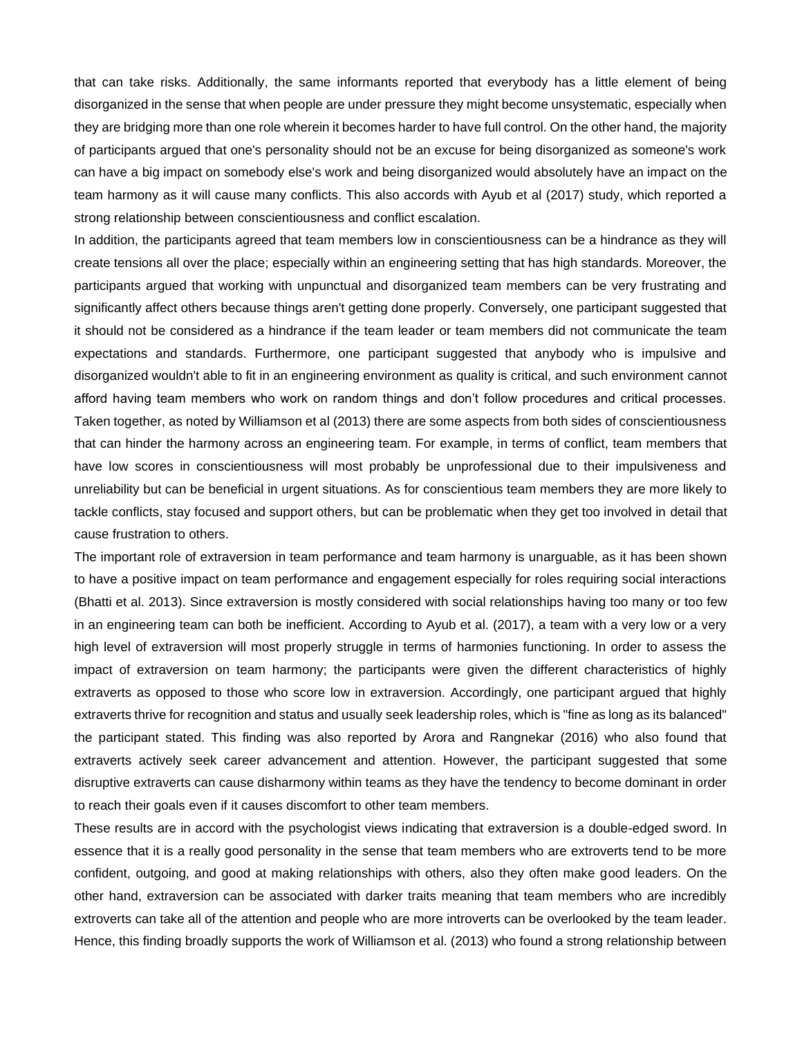that can take risks. Additionally, the same informants reported that everybody has a little element of being disorganized in the sense that when people are under pressure they might become unsystematic, especially when they are bridging more than one role wherein it becomes harder to have full control. On the other hand, the majority of participants argued that one's personality should not be an excuse for being disorganized as someone's work can have a big impact on somebody else's work and being disorganized would absolutely have an impact on the team harmony as it will cause many conflicts. This also accords with Ayub et al (2017) study, which reported a strong relationship between conscientiousness and conflict escalation.

In addition, the participants agreed that team members low in conscientiousness can be a hindrance as they will create tensions all over the place; especially within an engineering setting that has high standards. Moreover, the participants argued that working with unpunctual and disorganized team members can be very frustrating and significantly affect others because things aren't getting done properly. Conversely, one participant suggested that it should not be considered as a hindrance if the team leader or team members did not communicate the team expectations and standards. Furthermore, one participant suggested that anybody who is impulsive and disorganized wouldn't able to fit in an engineering environment as quality is critical, and such environment cannot afford having team members who work on random things and don't follow procedures and critical processes. Taken together, as noted by Williamson et al (2013) there are some aspects from both sides of conscientiousness that can hinder the harmony across an engineering team. For example, in terms of conflict, team members that have low scores in conscientiousness will most probably be unprofessional due to their impulsiveness and unreliability but can be beneficial in urgent situations. As for conscientious team members they are more likely to tackle conflicts, stay focused and support others, but can be problematic when they get too involved in detail that cause frustration to others.

The important role of extraversion in team performance and team harmony is unarguable, as it has been shown to have a positive impact on team performance and engagement especially for roles requiring social interactions (Bhatti et al. 2013). Since extraversion is mostly considered with social relationships having too many or too few in an engineering team can both be inefficient. According to Ayub et al. (2017), a team with a very low or a very high level of extraversion will most properly struggle in terms of harmonies functioning. In order to assess the impact of extraversion on team harmony; the participants were given the different characteristics of highly extraverts as opposed to those who score low in extraversion. Accordingly, one participant argued that highly extraverts thrive for recognition and status and usually seek leadership roles, which is "fine as long as its balanced" the participant stated. This finding was also reported by Arora and Rangnekar (2016) who also found that extraverts actively seek career advancement and attention. However, the participant suggested that some disruptive extraverts can cause disharmony within teams as they have the tendency to become dominant in order to reach their goals even if it causes discomfort to other team members.

These results are in accord with the psychologist views indicating that extraversion is a double-edged sword. In essence that it is a really good personality in the sense that team members who are extroverts tend to be more confident, outgoing, and good at making relationships with others, also they often make good leaders. On the other hand, extraversion can be associated with darker traits meaning that team members who are incredibly extroverts can take all of the attention and people who are more introverts can be overlooked by the team leader. Hence, this finding broadly supports the work of Williamson et al. (2013) who found a strong relationship between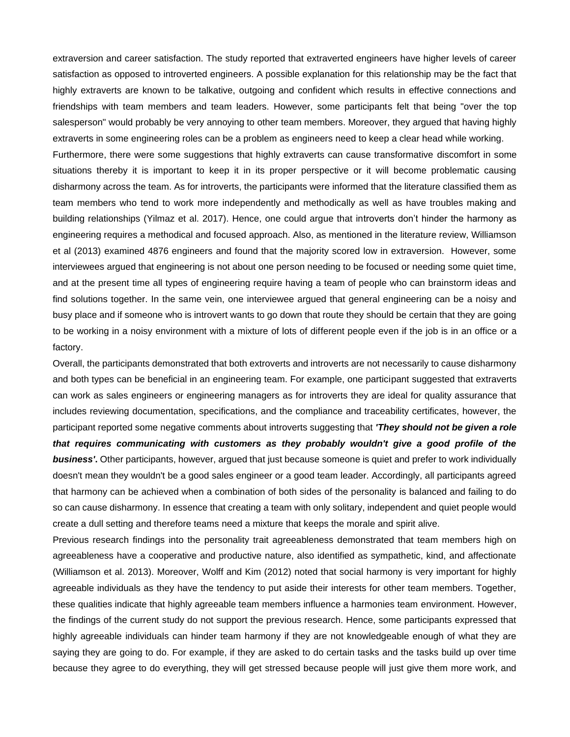extraversion and career satisfaction. The study reported that extraverted engineers have higher levels of career satisfaction as opposed to introverted engineers. A possible explanation for this relationship may be the fact that highly extraverts are known to be talkative, outgoing and confident which results in effective connections and friendships with team members and team leaders. However, some participants felt that being "over the top salesperson" would probably be very annoying to other team members. Moreover, they argued that having highly extraverts in some engineering roles can be a problem as engineers need to keep a clear head while working.

Furthermore, there were some suggestions that highly extraverts can cause transformative discomfort in some situations thereby it is important to keep it in its proper perspective or it will become problematic causing disharmony across the team. As for introverts, the participants were informed that the literature classified them as team members who tend to work more independently and methodically as well as have troubles making and building relationships (Yilmaz et al. 2017). Hence, one could argue that introverts don't hinder the harmony as engineering requires a methodical and focused approach. Also, as mentioned in the literature review, Williamson et al (2013) examined 4876 engineers and found that the majority scored low in extraversion. However, some interviewees argued that engineering is not about one person needing to be focused or needing some quiet time, and at the present time all types of engineering require having a team of people who can brainstorm ideas and find solutions together. In the same vein, one interviewee argued that general engineering can be a noisy and busy place and if someone who is introvert wants to go down that route they should be certain that they are going to be working in a noisy environment with a mixture of lots of different people even if the job is in an office or a factory.

Overall, the participants demonstrated that both extroverts and introverts are not necessarily to cause disharmony and both types can be beneficial in an engineering team. For example, one participant suggested that extraverts can work as sales engineers or engineering managers as for introverts they are ideal for quality assurance that includes reviewing documentation, specifications, and the compliance and traceability certificates, however, the participant reported some negative comments about introverts suggesting that ***'They should not be given a role that requires communicating with customers as they probably wouldn't give a good profile of the business'.*** Other participants, however, argued that just because someone is quiet and prefer to work individually doesn't mean they wouldn't be a good sales engineer or a good team leader. Accordingly, all participants agreed that harmony can be achieved when a combination of both sides of the personality is balanced and failing to do so can cause disharmony. In essence that creating a team with only solitary, independent and quiet people would create a dull setting and therefore teams need a mixture that keeps the morale and spirit alive.

Previous research findings into the personality trait agreeableness demonstrated that team members high on agreeableness have a cooperative and productive nature, also identified as sympathetic, kind, and affectionate (Williamson et al. 2013). Moreover, Wolff and Kim (2012) noted that social harmony is very important for highly agreeable individuals as they have the tendency to put aside their interests for other team members. Together, these qualities indicate that highly agreeable team members influence a harmonies team environment. However, the findings of the current study do not support the previous research. Hence, some participants expressed that highly agreeable individuals can hinder team harmony if they are not knowledgeable enough of what they are saying they are going to do. For example, if they are asked to do certain tasks and the tasks build up over time because they agree to do everything, they will get stressed because people will just give them more work, and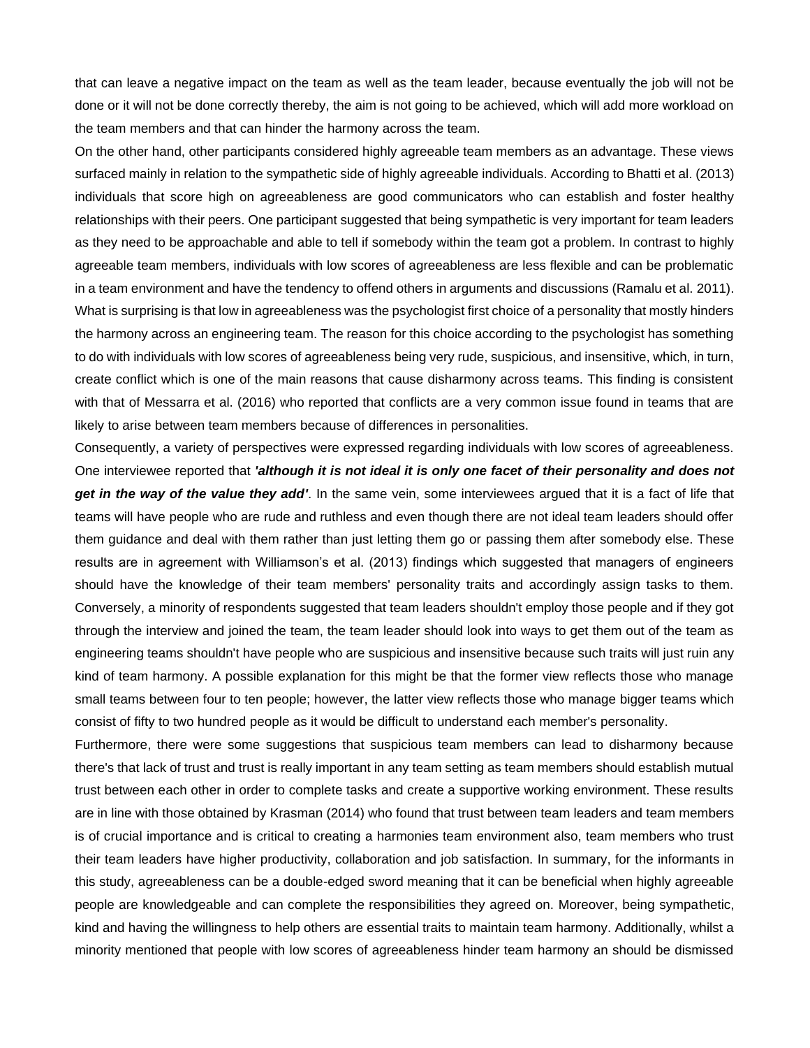that can leave a negative impact on the team as well as the team leader, because eventually the job will not be done or it will not be done correctly thereby, the aim is not going to be achieved, which will add more workload on the team members and that can hinder the harmony across the team.

On the other hand, other participants considered highly agreeable team members as an advantage. These views surfaced mainly in relation to the sympathetic side of highly agreeable individuals. According to Bhatti et al. (2013) individuals that score high on agreeableness are good communicators who can establish and foster healthy relationships with their peers. One participant suggested that being sympathetic is very important for team leaders as they need to be approachable and able to tell if somebody within the team got a problem. In contrast to highly agreeable team members, individuals with low scores of agreeableness are less flexible and can be problematic in a team environment and have the tendency to offend others in arguments and discussions (Ramalu et al. 2011). What is surprising is that low in agreeableness was the psychologist first choice of a personality that mostly hinders the harmony across an engineering team. The reason for this choice according to the psychologist has something to do with individuals with low scores of agreeableness being very rude, suspicious, and insensitive, which, in turn, create conflict which is one of the main reasons that cause disharmony across teams. This finding is consistent with that of Messarra et al. (2016) who reported that conflicts are a very common issue found in teams that are likely to arise between team members because of differences in personalities.

Consequently, a variety of perspectives were expressed regarding individuals with low scores of agreeableness. One interviewee reported that ***'although it is not ideal it is only one facet of their personality and does not get in the way of the value they add'***. In the same vein, some interviewees argued that it is a fact of life that teams will have people who are rude and ruthless and even though there are not ideal team leaders should offer them guidance and deal with them rather than just letting them go or passing them after somebody else. These results are in agreement with Williamson's et al. (2013) findings which suggested that managers of engineers should have the knowledge of their team members' personality traits and accordingly assign tasks to them. Conversely, a minority of respondents suggested that team leaders shouldn't employ those people and if they got through the interview and joined the team, the team leader should look into ways to get them out of the team as engineering teams shouldn't have people who are suspicious and insensitive because such traits will just ruin any kind of team harmony. A possible explanation for this might be that the former view reflects those who manage small teams between four to ten people; however, the latter view reflects those who manage bigger teams which consist of fifty to two hundred people as it would be difficult to understand each member's personality.

Furthermore, there were some suggestions that suspicious team members can lead to disharmony because there's that lack of trust and trust is really important in any team setting as team members should establish mutual trust between each other in order to complete tasks and create a supportive working environment. These results are in line with those obtained by Krasman (2014) who found that trust between team leaders and team members is of crucial importance and is critical to creating a harmonies team environment also, team members who trust their team leaders have higher productivity, collaboration and job satisfaction. In summary, for the informants in this study, agreeableness can be a double-edged sword meaning that it can be beneficial when highly agreeable people are knowledgeable and can complete the responsibilities they agreed on. Moreover, being sympathetic, kind and having the willingness to help others are essential traits to maintain team harmony. Additionally, whilst a minority mentioned that people with low scores of agreeableness hinder team harmony an should be dismissed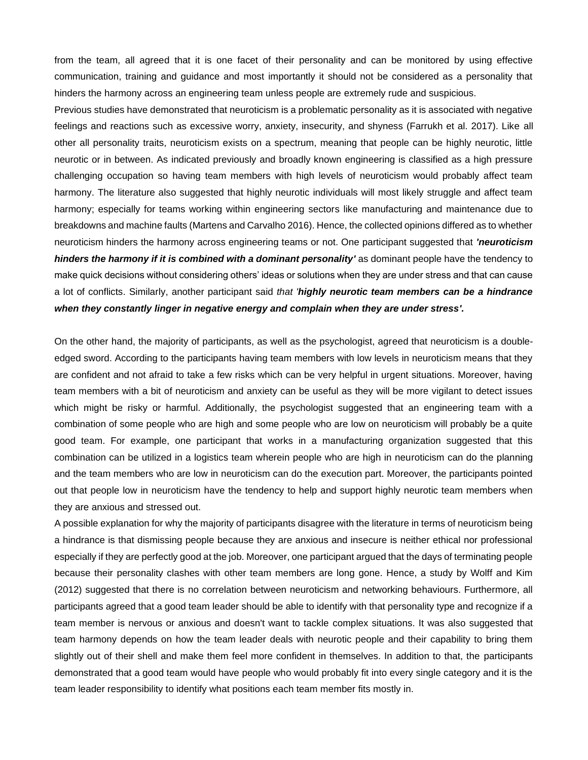from the team, all agreed that it is one facet of their personality and can be monitored by using effective communication, training and guidance and most importantly it should not be considered as a personality that hinders the harmony across an engineering team unless people are extremely rude and suspicious.

Previous studies have demonstrated that neuroticism is a problematic personality as it is associated with negative feelings and reactions such as excessive worry, anxiety, insecurity, and shyness (Farrukh et al. 2017). Like all other all personality traits, neuroticism exists on a spectrum, meaning that people can be highly neurotic, little neurotic or in between. As indicated previously and broadly known engineering is classified as a high pressure challenging occupation so having team members with high levels of neuroticism would probably affect team harmony. The literature also suggested that highly neurotic individuals will most likely struggle and affect team harmony; especially for teams working within engineering sectors like manufacturing and maintenance due to breakdowns and machine faults (Martens and Carvalho 2016). Hence, the collected opinions differed as to whether neuroticism hinders the harmony across engineering teams or not. One participant suggested that ***'neuroticism hinders the harmony if it is combined with a dominant personality'*** as dominant people have the tendency to make quick decisions without considering others' ideas or solutions when they are under stress and that can cause a lot of conflicts. Similarly, another participant said *that* ***'highly neurotic team members can be a hindrance when they constantly linger in negative energy and complain when they are under stress'.***

On the other hand, the majority of participants, as well as the psychologist, agreed that neuroticism is a double-edged sword. According to the participants having team members with low levels in neuroticism means that they are confident and not afraid to take a few risks which can be very helpful in urgent situations. Moreover, having team members with a bit of neuroticism and anxiety can be useful as they will be more vigilant to detect issues which might be risky or harmful. Additionally, the psychologist suggested that an engineering team with a combination of some people who are high and some people who are low on neuroticism will probably be a quite good team. For example, one participant that works in a manufacturing organization suggested that this combination can be utilized in a logistics team wherein people who are high in neuroticism can do the planning and the team members who are low in neuroticism can do the execution part. Moreover, the participants pointed out that people low in neuroticism have the tendency to help and support highly neurotic team members when they are anxious and stressed out.

A possible explanation for why the majority of participants disagree with the literature in terms of neuroticism being a hindrance is that dismissing people because they are anxious and insecure is neither ethical nor professional especially if they are perfectly good at the job. Moreover, one participant argued that the days of terminating people because their personality clashes with other team members are long gone. Hence, a study by Wolff and Kim (2012) suggested that there is no correlation between neuroticism and networking behaviours. Furthermore, all participants agreed that a good team leader should be able to identify with that personality type and recognize if a team member is nervous or anxious and doesn't want to tackle complex situations. It was also suggested that team harmony depends on how the team leader deals with neurotic people and their capability to bring them slightly out of their shell and make them feel more confident in themselves. In addition to that, the participants demonstrated that a good team would have people who would probably fit into every single category and it is the team leader responsibility to identify what positions each team member fits mostly in.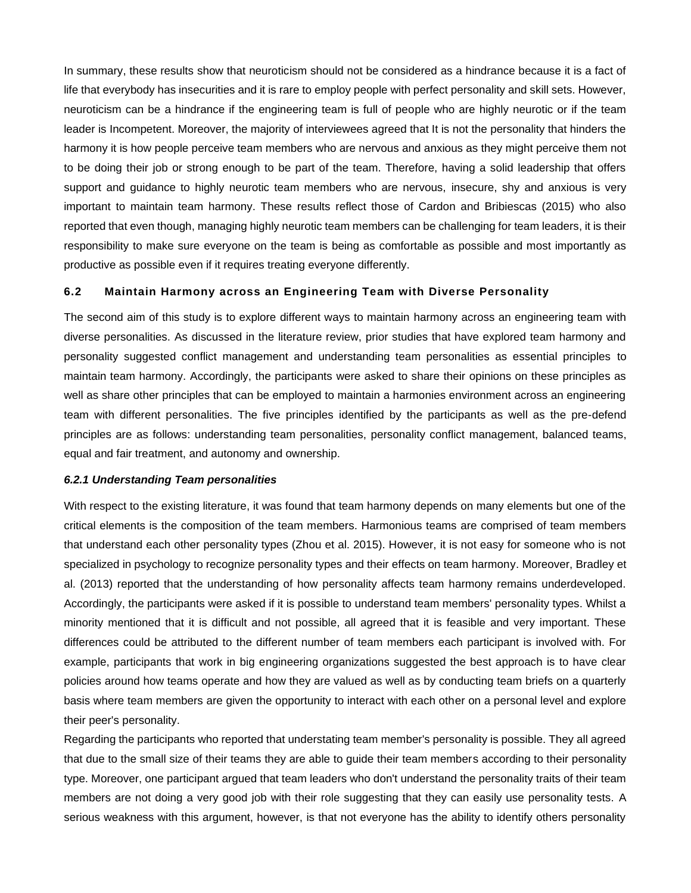In summary, these results show that neuroticism should not be considered as a hindrance because it is a fact of life that everybody has insecurities and it is rare to employ people with perfect personality and skill sets. However, neuroticism can be a hindrance if the engineering team is full of people who are highly neurotic or if the team leader is Incompetent. Moreover, the majority of interviewees agreed that It is not the personality that hinders the harmony it is how people perceive team members who are nervous and anxious as they might perceive them not to be doing their job or strong enough to be part of the team. Therefore, having a solid leadership that offers support and guidance to highly neurotic team members who are nervous, insecure, shy and anxious is very important to maintain team harmony. These results reflect those of Cardon and Bribiescas (2015) who also reported that even though, managing highly neurotic team members can be challenging for team leaders, it is their responsibility to make sure everyone on the team is being as comfortable as possible and most importantly as productive as possible even if it requires treating everyone differently.

## 6.2 Maintain Harmony across an Engineering Team with Diverse Personality

The second aim of this study is to explore different ways to maintain harmony across an engineering team with diverse personalities. As discussed in the literature review, prior studies that have explored team harmony and personality suggested conflict management and understanding team personalities as essential principles to maintain team harmony. Accordingly, the participants were asked to share their opinions on these principles as well as share other principles that can be employed to maintain a harmonies environment across an engineering team with different personalities. The five principles identified by the participants as well as the pre-defend principles are as follows: understanding team personalities, personality conflict management, balanced teams, equal and fair treatment, and autonomy and ownership.

### *6.2.1 Understanding Team personalities*

With respect to the existing literature, it was found that team harmony depends on many elements but one of the critical elements is the composition of the team members. Harmonious teams are comprised of team members that understand each other personality types (Zhou et al. 2015). However, it is not easy for someone who is not specialized in psychology to recognize personality types and their effects on team harmony. Moreover, Bradley et al. (2013) reported that the understanding of how personality affects team harmony remains underdeveloped. Accordingly, the participants were asked if it is possible to understand team members' personality types. Whilst a minority mentioned that it is difficult and not possible, all agreed that it is feasible and very important. These differences could be attributed to the different number of team members each participant is involved with. For example, participants that work in big engineering organizations suggested the best approach is to have clear policies around how teams operate and how they are valued as well as by conducting team briefs on a quarterly basis where team members are given the opportunity to interact with each other on a personal level and explore their peer's personality.

Regarding the participants who reported that understating team member's personality is possible. They all agreed that due to the small size of their teams they are able to guide their team members according to their personality type. Moreover, one participant argued that team leaders who don't understand the personality traits of their team members are not doing a very good job with their role suggesting that they can easily use personality tests. A serious weakness with this argument, however, is that not everyone has the ability to identify others personality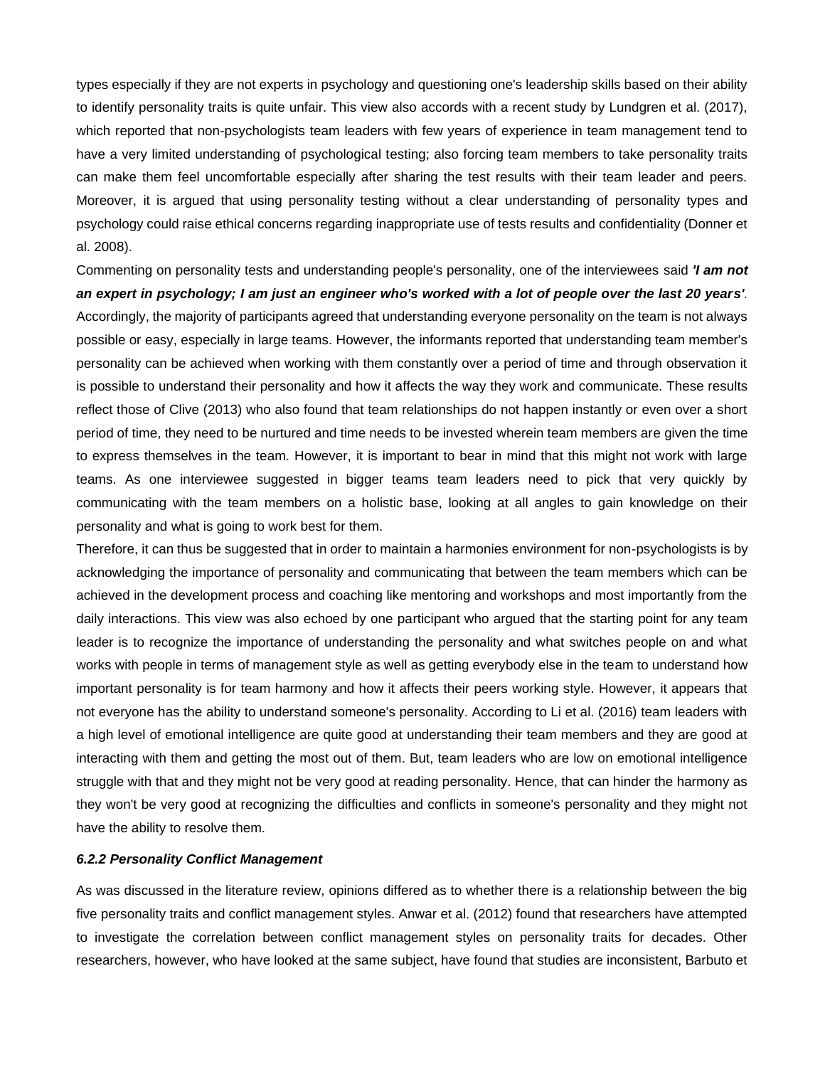types especially if they are not experts in psychology and questioning one's leadership skills based on their ability to identify personality traits is quite unfair. This view also accords with a recent study by Lundgren et al. (2017), which reported that non-psychologists team leaders with few years of experience in team management tend to have a very limited understanding of psychological testing; also forcing team members to take personality traits can make them feel uncomfortable especially after sharing the test results with their team leader and peers. Moreover, it is argued that using personality testing without a clear understanding of personality types and psychology could raise ethical concerns regarding inappropriate use of tests results and confidentiality (Donner et al. 2008).

Commenting on personality tests and understanding people's personality, one of the interviewees said ***'I am not an expert in psychology; I am just an engineer who's worked with a lot of people over the last 20 years'***. Accordingly, the majority of participants agreed that understanding everyone personality on the team is not always possible or easy, especially in large teams. However, the informants reported that understanding team member's personality can be achieved when working with them constantly over a period of time and through observation it is possible to understand their personality and how it affects the way they work and communicate. These results reflect those of Clive (2013) who also found that team relationships do not happen instantly or even over a short period of time, they need to be nurtured and time needs to be invested wherein team members are given the time to express themselves in the team. However, it is important to bear in mind that this might not work with large teams. As one interviewee suggested in bigger teams team leaders need to pick that very quickly by communicating with the team members on a holistic base, looking at all angles to gain knowledge on their personality and what is going to work best for them.

Therefore, it can thus be suggested that in order to maintain a harmonies environment for non-psychologists is by acknowledging the importance of personality and communicating that between the team members which can be achieved in the development process and coaching like mentoring and workshops and most importantly from the daily interactions. This view was also echoed by one participant who argued that the starting point for any team leader is to recognize the importance of understanding the personality and what switches people on and what works with people in terms of management style as well as getting everybody else in the team to understand how important personality is for team harmony and how it affects their peers working style. However, it appears that not everyone has the ability to understand someone's personality. According to Li et al. (2016) team leaders with a high level of emotional intelligence are quite good at understanding their team members and they are good at interacting with them and getting the most out of them. But, team leaders who are low on emotional intelligence struggle with that and they might not be very good at reading personality. Hence, that can hinder the harmony as they won't be very good at recognizing the difficulties and conflicts in someone's personality and they might not have the ability to resolve them.

#### *6.2.2 Personality Conflict Management*

As was discussed in the literature review, opinions differed as to whether there is a relationship between the big five personality traits and conflict management styles. Anwar et al. (2012) found that researchers have attempted to investigate the correlation between conflict management styles on personality traits for decades. Other researchers, however, who have looked at the same subject, have found that studies are inconsistent, Barbuto et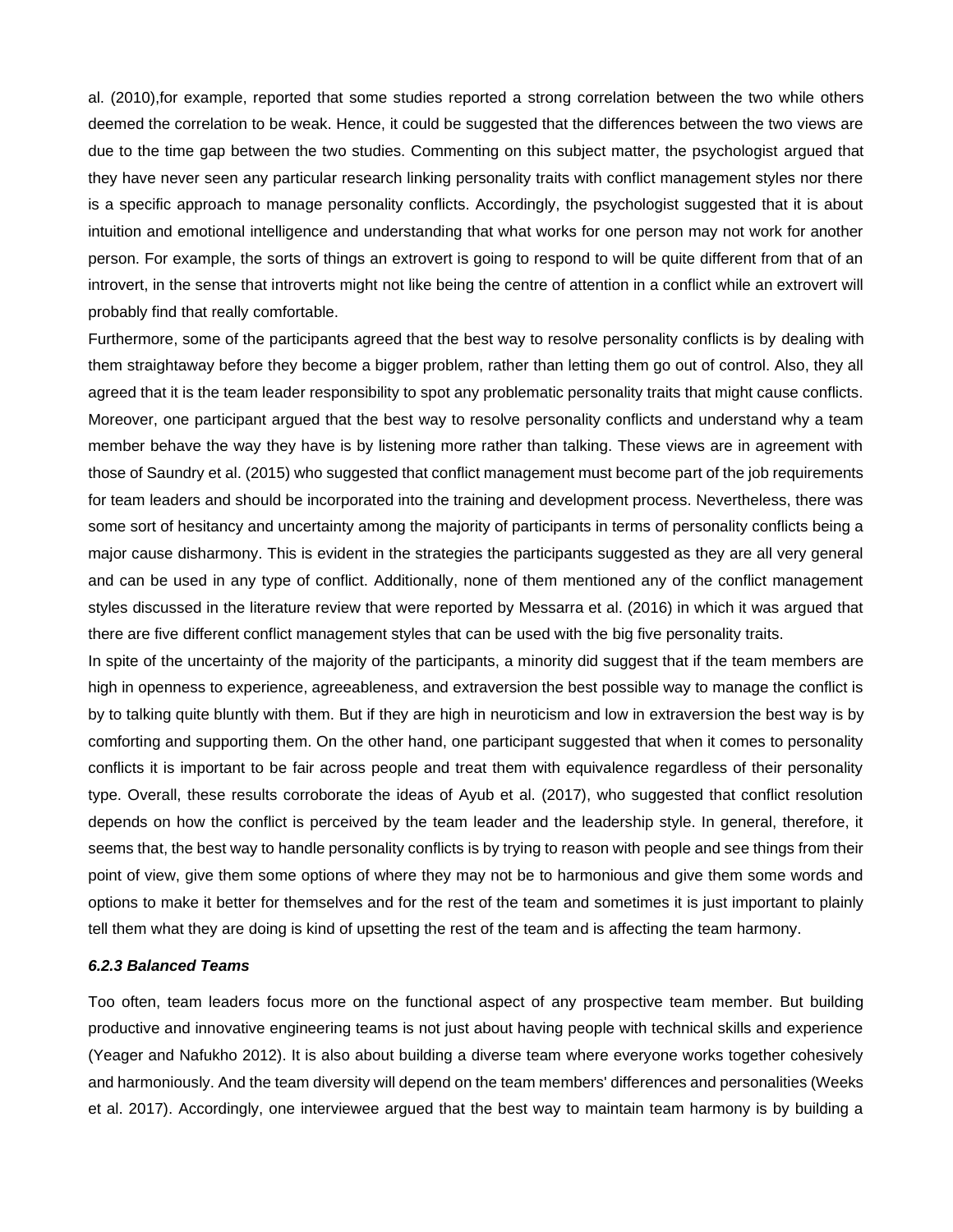al. (2010),for example, reported that some studies reported a strong correlation between the two while others deemed the correlation to be weak. Hence, it could be suggested that the differences between the two views are due to the time gap between the two studies. Commenting on this subject matter, the psychologist argued that they have never seen any particular research linking personality traits with conflict management styles nor there is a specific approach to manage personality conflicts. Accordingly, the psychologist suggested that it is about intuition and emotional intelligence and understanding that what works for one person may not work for another person. For example, the sorts of things an extrovert is going to respond to will be quite different from that of an introvert, in the sense that introverts might not like being the centre of attention in a conflict while an extrovert will probably find that really comfortable.

Furthermore, some of the participants agreed that the best way to resolve personality conflicts is by dealing with them straightaway before they become a bigger problem, rather than letting them go out of control. Also, they all agreed that it is the team leader responsibility to spot any problematic personality traits that might cause conflicts. Moreover, one participant argued that the best way to resolve personality conflicts and understand why a team member behave the way they have is by listening more rather than talking. These views are in agreement with those of Saundry et al. (2015) who suggested that conflict management must become part of the job requirements for team leaders and should be incorporated into the training and development process. Nevertheless, there was some sort of hesitancy and uncertainty among the majority of participants in terms of personality conflicts being a major cause disharmony. This is evident in the strategies the participants suggested as they are all very general and can be used in any type of conflict. Additionally, none of them mentioned any of the conflict management styles discussed in the literature review that were reported by Messarra et al. (2016) in which it was argued that there are five different conflict management styles that can be used with the big five personality traits.

In spite of the uncertainty of the majority of the participants, a minority did suggest that if the team members are high in openness to experience, agreeableness, and extraversion the best possible way to manage the conflict is by to talking quite bluntly with them. But if they are high in neuroticism and low in extraversion the best way is by comforting and supporting them. On the other hand, one participant suggested that when it comes to personality conflicts it is important to be fair across people and treat them with equivalence regardless of their personality type. Overall, these results corroborate the ideas of Ayub et al. (2017), who suggested that conflict resolution depends on how the conflict is perceived by the team leader and the leadership style. In general, therefore, it seems that, the best way to handle personality conflicts is by trying to reason with people and see things from their point of view, give them some options of where they may not be to harmonious and give them some words and options to make it better for themselves and for the rest of the team and sometimes it is just important to plainly tell them what they are doing is kind of upsetting the rest of the team and is affecting the team harmony.

#### *6.2.3 Balanced Teams*

Too often, team leaders focus more on the functional aspect of any prospective team member. But building productive and innovative engineering teams is not just about having people with technical skills and experience (Yeager and Nafukho 2012). It is also about building a diverse team where everyone works together cohesively and harmoniously. And the team diversity will depend on the team members' differences and personalities (Weeks et al. 2017). Accordingly, one interviewee argued that the best way to maintain team harmony is by building a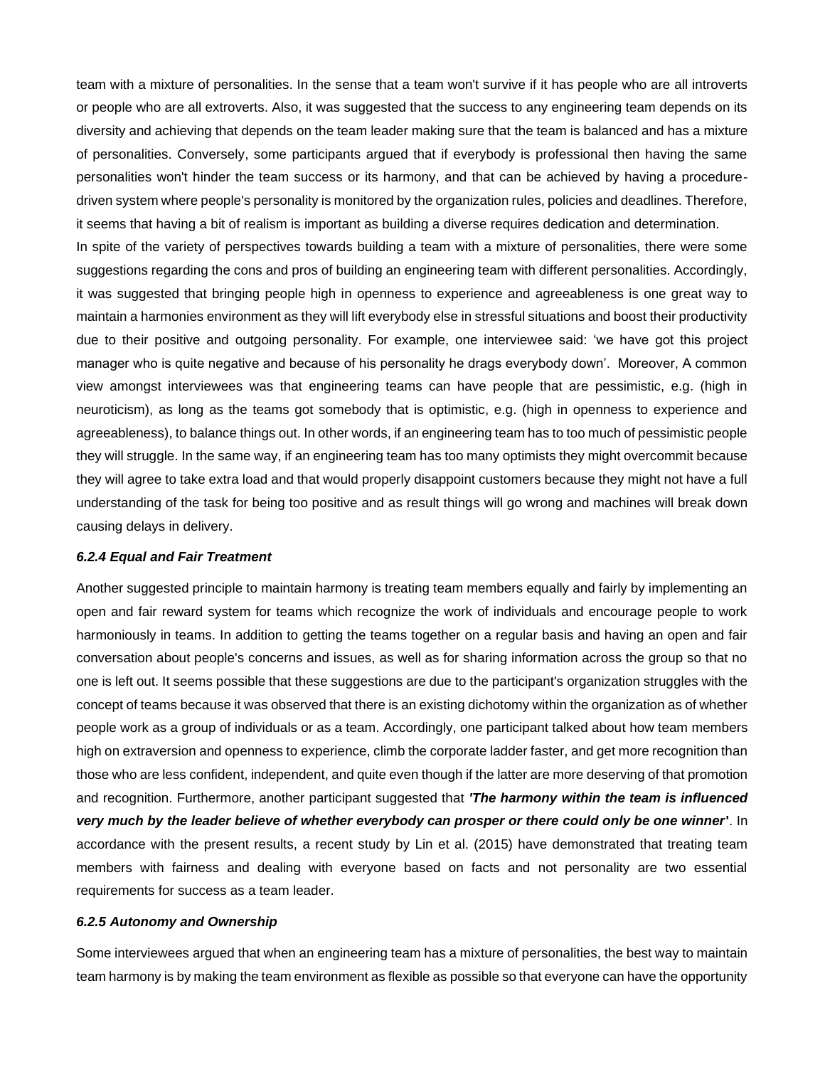team with a mixture of personalities. In the sense that a team won't survive if it has people who are all introverts or people who are all extroverts. Also, it was suggested that the success to any engineering team depends on its diversity and achieving that depends on the team leader making sure that the team is balanced and has a mixture of personalities. Conversely, some participants argued that if everybody is professional then having the same personalities won't hinder the team success or its harmony, and that can be achieved by having a procedure-driven system where people's personality is monitored by the organization rules, policies and deadlines. Therefore, it seems that having a bit of realism is important as building a diverse requires dedication and determination.

In spite of the variety of perspectives towards building a team with a mixture of personalities, there were some suggestions regarding the cons and pros of building an engineering team with different personalities. Accordingly, it was suggested that bringing people high in openness to experience and agreeableness is one great way to maintain a harmonies environment as they will lift everybody else in stressful situations and boost their productivity due to their positive and outgoing personality. For example, one interviewee said: 'we have got this project manager who is quite negative and because of his personality he drags everybody down'. Moreover, A common view amongst interviewees was that engineering teams can have people that are pessimistic, e.g. (high in neuroticism), as long as the teams got somebody that is optimistic, e.g. (high in openness to experience and agreeableness), to balance things out. In other words, if an engineering team has to too much of pessimistic people they will struggle. In the same way, if an engineering team has too many optimists they might overcommit because they will agree to take extra load and that would properly disappoint customers because they might not have a full understanding of the task for being too positive and as result things will go wrong and machines will break down causing delays in delivery.

#### *6.2.4 Equal and Fair Treatment*

Another suggested principle to maintain harmony is treating team members equally and fairly by implementing an open and fair reward system for teams which recognize the work of individuals and encourage people to work harmoniously in teams. In addition to getting the teams together on a regular basis and having an open and fair conversation about people's concerns and issues, as well as for sharing information across the group so that no one is left out. It seems possible that these suggestions are due to the participant's organization struggles with the concept of teams because it was observed that there is an existing dichotomy within the organization as of whether people work as a group of individuals or as a team. Accordingly, one participant talked about how team members high on extraversion and openness to experience, climb the corporate ladder faster, and get more recognition than those who are less confident, independent, and quite even though if the latter are more deserving of that promotion and recognition. Furthermore, another participant suggested that ***'The harmony within the team is influenced very much by the leader believe of whether everybody can prosper or there could only be one winner'***. In accordance with the present results, a recent study by Lin et al. (2015) have demonstrated that treating team members with fairness and dealing with everyone based on facts and not personality are two essential requirements for success as a team leader.

#### *6.2.5 Autonomy and Ownership*

Some interviewees argued that when an engineering team has a mixture of personalities, the best way to maintain team harmony is by making the team environment as flexible as possible so that everyone can have the opportunity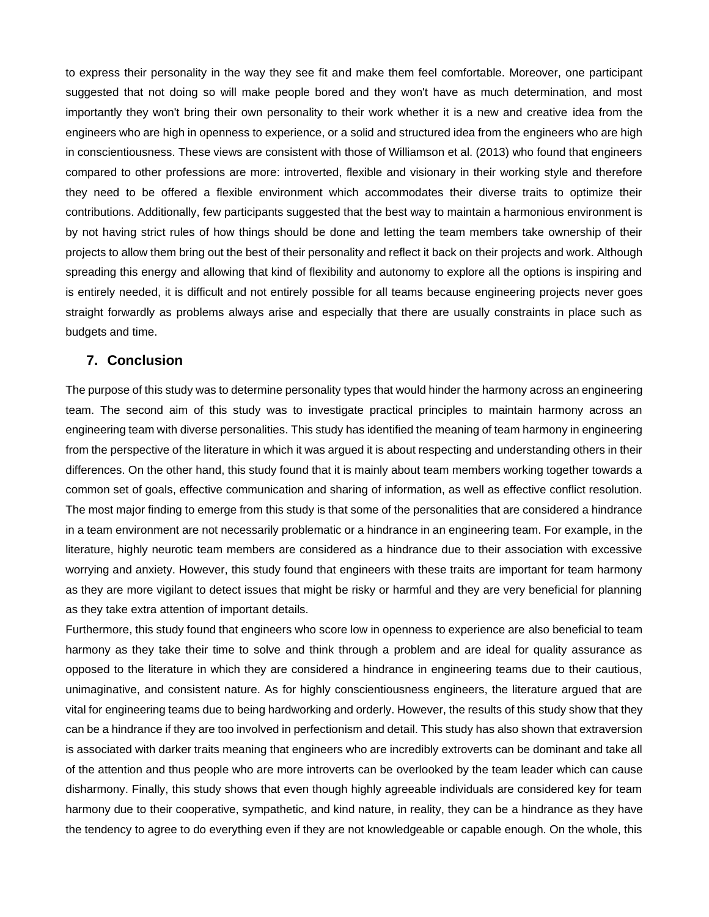to express their personality in the way they see fit and make them feel comfortable. Moreover, one participant suggested that not doing so will make people bored and they won't have as much determination, and most importantly they won't bring their own personality to their work whether it is a new and creative idea from the engineers who are high in openness to experience, or a solid and structured idea from the engineers who are high in conscientiousness. These views are consistent with those of Williamson et al. (2013) who found that engineers compared to other professions are more: introverted, flexible and visionary in their working style and therefore they need to be offered a flexible environment which accommodates their diverse traits to optimize their contributions. Additionally, few participants suggested that the best way to maintain a harmonious environment is by not having strict rules of how things should be done and letting the team members take ownership of their projects to allow them bring out the best of their personality and reflect it back on their projects and work. Although spreading this energy and allowing that kind of flexibility and autonomy to explore all the options is inspiring and is entirely needed, it is difficult and not entirely possible for all teams because engineering projects never goes straight forwardly as problems always arise and especially that there are usually constraints in place such as budgets and time.

## 7. Conclusion

The purpose of this study was to determine personality types that would hinder the harmony across an engineering team. The second aim of this study was to investigate practical principles to maintain harmony across an engineering team with diverse personalities. This study has identified the meaning of team harmony in engineering from the perspective of the literature in which it was argued it is about respecting and understanding others in their differences. On the other hand, this study found that it is mainly about team members working together towards a common set of goals, effective communication and sharing of information, as well as effective conflict resolution. The most major finding to emerge from this study is that some of the personalities that are considered a hindrance in a team environment are not necessarily problematic or a hindrance in an engineering team. For example, in the literature, highly neurotic team members are considered as a hindrance due to their association with excessive worrying and anxiety. However, this study found that engineers with these traits are important for team harmony as they are more vigilant to detect issues that might be risky or harmful and they are very beneficial for planning as they take extra attention of important details.

Furthermore, this study found that engineers who score low in openness to experience are also beneficial to team harmony as they take their time to solve and think through a problem and are ideal for quality assurance as opposed to the literature in which they are considered a hindrance in engineering teams due to their cautious, unimaginative, and consistent nature. As for highly conscientiousness engineers, the literature argued that are vital for engineering teams due to being hardworking and orderly. However, the results of this study show that they can be a hindrance if they are too involved in perfectionism and detail. This study has also shown that extraversion is associated with darker traits meaning that engineers who are incredibly extroverts can be dominant and take all of the attention and thus people who are more introverts can be overlooked by the team leader which can cause disharmony. Finally, this study shows that even though highly agreeable individuals are considered key for team harmony due to their cooperative, sympathetic, and kind nature, in reality, they can be a hindrance as they have the tendency to agree to do everything even if they are not knowledgeable or capable enough. On the whole, this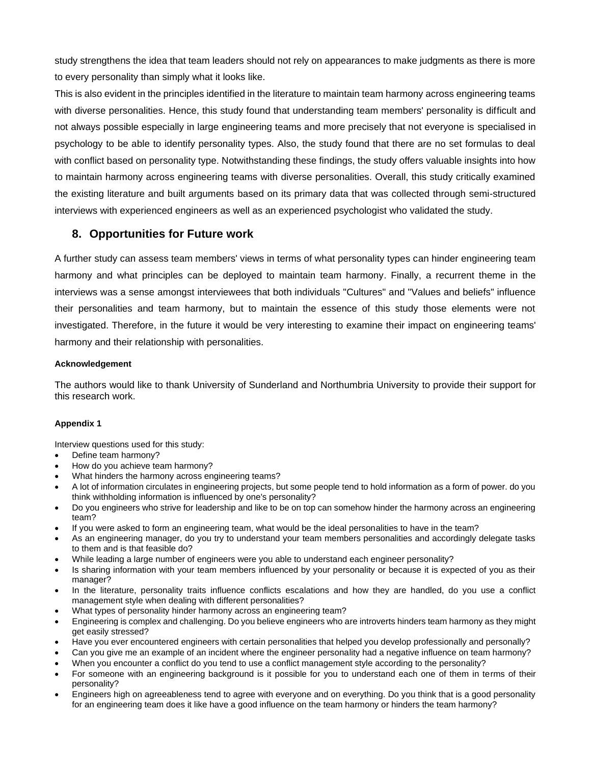study strengthens the idea that team leaders should not rely on appearances to make judgments as there is more to every personality than simply what it looks like.

This is also evident in the principles identified in the literature to maintain team harmony across engineering teams with diverse personalities. Hence, this study found that understanding team members' personality is difficult and not always possible especially in large engineering teams and more precisely that not everyone is specialised in psychology to be able to identify personality types. Also, the study found that there are no set formulas to deal with conflict based on personality type. Notwithstanding these findings, the study offers valuable insights into how to maintain harmony across engineering teams with diverse personalities. Overall, this study critically examined the existing literature and built arguments based on its primary data that was collected through semi-structured interviews with experienced engineers as well as an experienced psychologist who validated the study.

## 8. Opportunities for Future work

A further study can assess team members' views in terms of what personality types can hinder engineering team harmony and what principles can be deployed to maintain team harmony. Finally, a recurrent theme in the interviews was a sense amongst interviewees that both individuals "Cultures" and "Values and beliefs" influence their personalities and team harmony, but to maintain the essence of this study those elements were not investigated. Therefore, in the future it would be very interesting to examine their impact on engineering teams' harmony and their relationship with personalities.

**Acknowledgement**

The authors would like to thank University of Sunderland and Northumbria University to provide their support for this research work.

**Appendix 1**

Interview questions used for this study:

- Define team harmony?
- How do you achieve team harmony?
- What hinders the harmony across engineering teams?
- A lot of information circulates in engineering projects, but some people tend to hold information as a form of power. do you think withholding information is influenced by one's personality?
- Do you engineers who strive for leadership and like to be on top can somehow hinder the harmony across an engineering team?
- If you were asked to form an engineering team, what would be the ideal personalities to have in the team?
- As an engineering manager, do you try to understand your team members personalities and accordingly delegate tasks to them and is that feasible do?
- While leading a large number of engineers were you able to understand each engineer personality?
- Is sharing information with your team members influenced by your personality or because it is expected of you as their manager?
- In the literature, personality traits influence conflicts escalations and how they are handled, do you use a conflict management style when dealing with different personalities?
- What types of personality hinder harmony across an engineering team?
- Engineering is complex and challenging. Do you believe engineers who are introverts hinders team harmony as they might get easily stressed?
- Have you ever encountered engineers with certain personalities that helped you develop professionally and personally?
- Can you give me an example of an incident where the engineer personality had a negative influence on team harmony?
- When you encounter a conflict do you tend to use a conflict management style according to the personality?
- For someone with an engineering background is it possible for you to understand each one of them in terms of their personality?
- Engineers high on agreeableness tend to agree with everyone and on everything. Do you think that is a good personality for an engineering team does it like have a good influence on the team harmony or hinders the team harmony?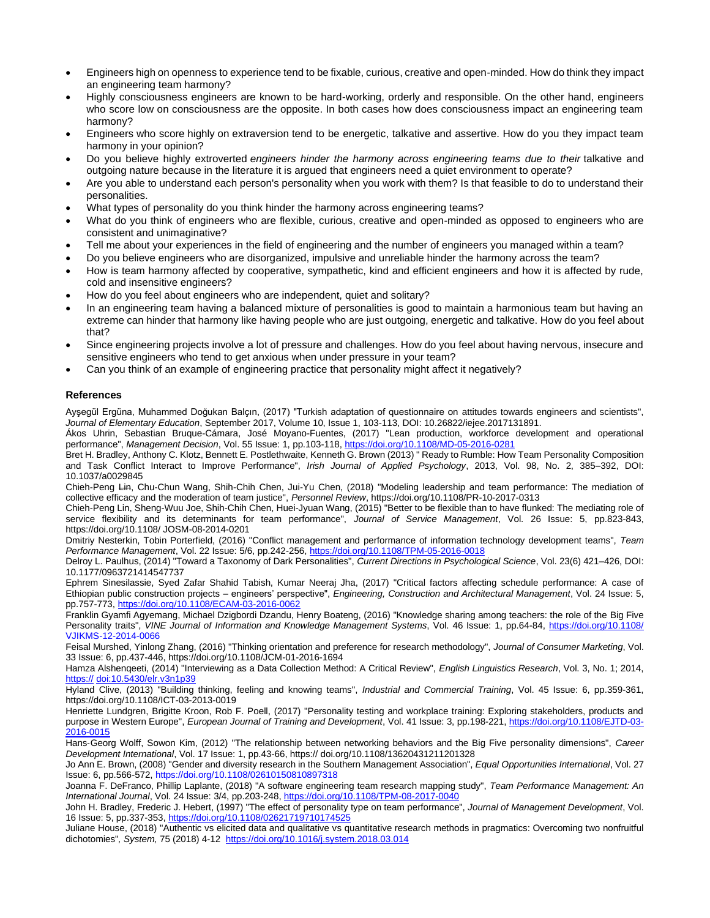- Engineers high on openness to experience tend to be fixable, curious, creative and open-minded. How do think they impact an engineering team harmony?
- Highly consciousness engineers are known to be hard-working, orderly and responsible. On the other hand, engineers who score low on consciousness are the opposite. In both cases how does consciousness impact an engineering team harmony?
- Engineers who score highly on extraversion tend to be energetic, talkative and assertive. How do you they impact team harmony in your opinion?
- Do you believe highly extroverted *engineers hinder the harmony across engineering teams due to their* talkative and outgoing nature because in the literature it is argued that engineers need a quiet environment to operate?
- Are you able to understand each person's personality when you work with them? Is that feasible to do to understand their personalities.
- What types of personality do you think hinder the harmony across engineering teams?
- What do you think of engineers who are flexible, curious, creative and open-minded as opposed to engineers who are consistent and unimaginative?
- Tell me about your experiences in the field of engineering and the number of engineers you managed within a team?
- Do you believe engineers who are disorganized, impulsive and unreliable hinder the harmony across the team?
- How is team harmony affected by cooperative, sympathetic, kind and efficient engineers and how it is affected by rude, cold and insensitive engineers?
- How do you feel about engineers who are independent, quiet and solitary?
- In an engineering team having a balanced mixture of personalities is good to maintain a harmonious team but having an extreme can hinder that harmony like having people who are just outgoing, energetic and talkative. How do you feel about that?
- Since engineering projects involve a lot of pressure and challenges. How do you feel about having nervous, insecure and sensitive engineers who tend to get anxious when under pressure in your team?
- Can you think of an example of engineering practice that personality might affect it negatively?

**References**

Ayşegül Ergüna, Muhammed Doğukan Balçın, (2017) "Turkish adaptation of questionnaire on attitudes towards engineers and scientists", *Journal of Elementary Education*, September 2017, Volume 10, Issue 1, 103-113, DOI: 10.26822/iejee.2017131891.

Ákos Uhrin, Sebastian Bruque-Cámara, José Moyano-Fuentes, (2017) "Lean production, workforce development and operational performance", *Management Decision*, Vol. 55 Issue: 1, pp.103-118, https://doi.org/10.1108/MD-05-2016-0281

Bret H. Bradley, Anthony C. Klotz, Bennett E. Postlethwaite, Kenneth G. Brown (2013) " Ready to Rumble: How Team Personality Composition and Task Conflict Interact to Improve Performance", *Irish Journal of Applied Psychology*, 2013, Vol. 98, No. 2, 385–392, DOI: 10.1037/a0029845

Chieh-Peng ~~Lin~~, Chu-Chun Wang, Shih-Chih Chen, Jui-Yu Chen, (2018) "Modeling leadership and team performance: The mediation of collective efficacy and the moderation of team justice", *Personnel Review*, https://doi.org/10.1108/PR-10-2017-0313

Chieh-Peng Lin, Sheng-Wuu Joe, Shih-Chih Chen, Huei-Jyuan Wang, (2015) "Better to be flexible than to have flunked: The mediating role of service flexibility and its determinants for team performance", *Journal of Service Management*, Vol. 26 Issue: 5, pp.823-843, https://doi.org/10.1108/ JOSM-08-2014-0201

Dmitriy Nesterkin, Tobin Porterfield, (2016) "Conflict management and performance of information technology development teams", *Team Performance Management*, Vol. 22 Issue: 5/6, pp.242-256, https://doi.org/10.1108/TPM-05-2016-0018

Delroy L. Paulhus, (2014) "Toward a Taxonomy of Dark Personalities", *Current Directions in Psychological Science*, Vol. 23(6) 421–426, DOI: 10.1177/0963721414547737

Ephrem Sinesilassie, Syed Zafar Shahid Tabish, Kumar Neeraj Jha, (2017) "Critical factors affecting schedule performance: A case of Ethiopian public construction projects – engineers' perspective", *Engineering, Construction and Architectural Management*, Vol. 24 Issue: 5, pp.757-773, https://doi.org/10.1108/ECAM-03-2016-0062

Franklin Gyamfi Agyemang, Michael Dzigbordi Dzandu, Henry Boateng, (2016) "Knowledge sharing among teachers: the role of the Big Five Personality traits", *VINE Journal of Information and Knowledge Management Systems*, Vol. 46 Issue: 1, pp.64-84, https://doi.org/10.1108/VJIKMS-12-2014-0066

Feisal Murshed, Yinlong Zhang, (2016) "Thinking orientation and preference for research methodology", *Journal of Consumer Marketing*, Vol. 33 Issue: 6, pp.437-446, https://doi.org/10.1108/JCM-01-2016-1694

Hamza Alshenqeeti, (2014) "Interviewing as a Data Collection Method: A Critical Review", *English Linguistics Research*, Vol. 3, No. 1; 2014, https:// doi:10.5430/elr.v3n1p39

Hyland Clive, (2013) "Building thinking, feeling and knowing teams", *Industrial and Commercial Training*, Vol. 45 Issue: 6, pp.359-361, https://doi.org/10.1108/ICT-03-2013-0019

Henriette Lundgren, Brigitte Kroon, Rob F. Poell, (2017) "Personality testing and workplace training: Exploring stakeholders, products and purpose in Western Europe", *European Journal of Training and Development*, Vol. 41 Issue: 3, pp.198-221, https://doi.org/10.1108/EJTD-03-2016-0015

Hans-Georg Wolff, Sowon Kim, (2012) "The relationship between networking behaviors and the Big Five personality dimensions", *Career Development International*, Vol. 17 Issue: 1, pp.43-66, https:// doi.org/10.1108/13620431211201328

Jo Ann E. Brown, (2008) "Gender and diversity research in the Southern Management Association", *Equal Opportunities International*, Vol. 27 Issue: 6, pp.566-572, https://doi.org/10.1108/02610150810897318

Joanna F. DeFranco, Phillip Laplante, (2018) "A software engineering team research mapping study", *Team Performance Management: An International Journal*, Vol. 24 Issue: 3/4, pp.203-248, https://doi.org/10.1108/TPM-08-2017-0040

John H. Bradley, Frederic J. Hebert, (1997) "The effect of personality type on team performance", *Journal of Management Development*, Vol. 16 Issue: 5, pp.337-353, https://doi.org/10.1108/02621719710174525

Juliane House, (2018) "Authentic vs elicited data and qualitative vs quantitative research methods in pragmatics: Overcoming two nonfruitful dichotomies", *System,* 75 (2018) 4-12 https://doi.org/10.1016/j.system.2018.03.014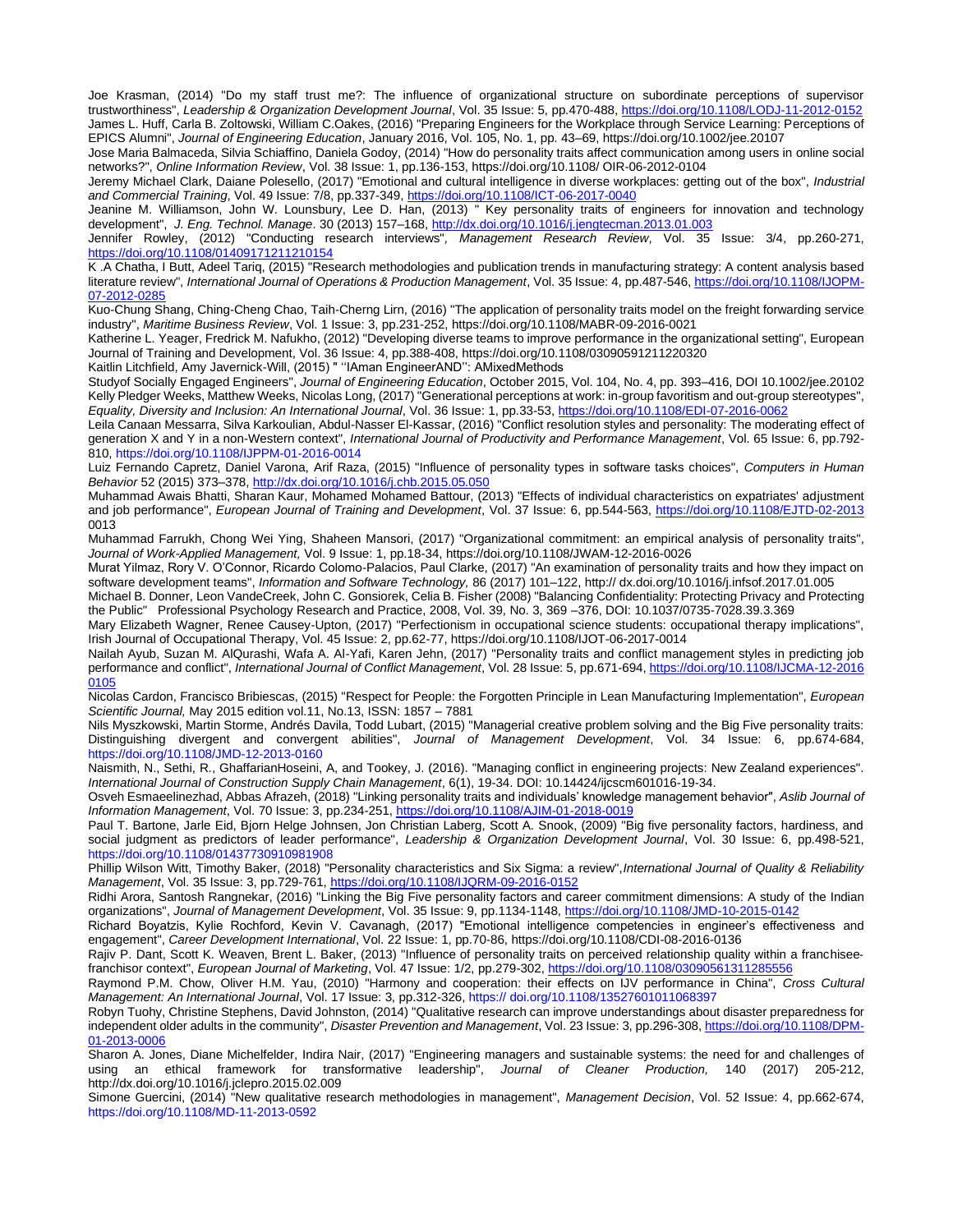Joe Krasman, (2014) "Do my staff trust me?: The influence of organizational structure on subordinate perceptions of supervisor trustworthiness", *Leadership & Organization Development Journal*, Vol. 35 Issue: 5, pp.470-488, https://doi.org/10.1108/LODJ-11-2012-0152

James L. Huff, Carla B. Zoltowski, William C.Oakes, (2016) "Preparing Engineers for the Workplace through Service Learning: Perceptions of EPICS Alumni", *Journal of Engineering Education*, January 2016, Vol. 105, No. 1, pp. 43–69, https://doi.org/10.1002/jee.20107

Jose Maria Balmaceda, Silvia Schiaffino, Daniela Godoy, (2014) "How do personality traits affect communication among users in online social networks?", *Online Information Review*, Vol. 38 Issue: 1, pp.136-153, https://doi.org/10.1108/ OIR-06-2012-0104

Jeremy Michael Clark, Daiane Polesello, (2017) "Emotional and cultural intelligence in diverse workplaces: getting out of the box", *Industrial and Commercial Training*, Vol. 49 Issue: 7/8, pp.337-349, https://doi.org/10.1108/ICT-06-2017-0040

Jeanine M. Williamson, John W. Lounsbury, Lee D. Han, (2013) " Key personality traits of engineers for innovation and technology development", *J. Eng. Technol. Manage*. 30 (2013) 157–168, http://dx.doi.org/10.1016/j.jengtecman.2013.01.003

Jennifer Rowley, (2012) "Conducting research interviews", *Management Research Review*, Vol. 35 Issue: 3/4, pp.260-271, https://doi.org/10.1108/01409171211210154

K .A Chatha, I Butt, Adeel Tariq, (2015) "Research methodologies and publication trends in manufacturing strategy: A content analysis based literature review", *International Journal of Operations & Production Management*, Vol. 35 Issue: 4, pp.487-546, https://doi.org/10.1108/IJOPM-07-2012-0285

Kuo-Chung Shang, Ching-Cheng Chao, Taih-Cherng Lirn, (2016) "The application of personality traits model on the freight forwarding service industry", *Maritime Business Review*, Vol. 1 Issue: 3, pp.231-252, https://doi.org/10.1108/MABR-09-2016-0021

Katherine L. Yeager, Fredrick M. Nafukho, (2012) "Developing diverse teams to improve performance in the organizational setting", European Journal of Training and Development, Vol. 36 Issue: 4, pp.388-408, https://doi.org/10.1108/03090591211220320

Kaitlin Litchfield, Amy Javernick-Will, (2015) " ''IAman EngineerAND'': AMixedMethods Studyof Socially Engaged Engineers", *Journal of Engineering Education*, October 2015, Vol. 104, No. 4, pp. 393–416, DOI 10.1002/jee.20102

Kelly Pledger Weeks, Matthew Weeks, Nicolas Long, (2017) "Generational perceptions at work: in-group favoritism and out-group stereotypes", *Equality, Diversity and Inclusion: An International Journal*, Vol. 36 Issue: 1, pp.33-53, https://doi.org/10.1108/EDI-07-2016-0062

Leila Canaan Messarra, Silva Karkoulian, Abdul-Nasser El-Kassar, (2016) "Conflict resolution styles and personality: The moderating effect of generation X and Y in a non-Western context", *International Journal of Productivity and Performance Management*, Vol. 65 Issue: 6, pp.792-810, https://doi.org/10.1108/IJPPM-01-2016-0014

Luiz Fernando Capretz, Daniel Varona, Arif Raza, (2015) "Influence of personality types in software tasks choices", *Computers in Human Behavior* 52 (2015) 373–378, http://dx.doi.org/10.1016/j.chb.2015.05.050

Muhammad Awais Bhatti, Sharan Kaur, Mohamed Mohamed Battour, (2013) "Effects of individual characteristics on expatriates' adjustment and job performance", *European Journal of Training and Development*, Vol. 37 Issue: 6, pp.544-563, https://doi.org/10.1108/EJTD-02-2013 0013

Muhammad Farrukh, Chong Wei Ying, Shaheen Mansori, (2017) "Organizational commitment: an empirical analysis of personality traits", *Journal of Work-Applied Management,* Vol. 9 Issue: 1, pp.18-34, https://doi.org/10.1108/JWAM-12-2016-0026

Murat Yilmaz, Rory V. O'Connor, Ricardo Colomo-Palacios, Paul Clarke, (2017) "An examination of personality traits and how they impact on software development teams", *Information and Software Technology,* 86 (2017) 101–122, http:// dx.doi.org/10.1016/j.infsof.2017.01.005

Michael B. Donner, Leon VandeCreek, John C. Gonsiorek, Celia B. Fisher (2008) "Balancing Confidentiality: Protecting Privacy and Protecting the Public" Professional Psychology Research and Practice, 2008, Vol. 39, No. 3, 369 –376, DOI: 10.1037/0735-7028.39.3.369

Mary Elizabeth Wagner, Renee Causey-Upton, (2017) "Perfectionism in occupational science students: occupational therapy implications", Irish Journal of Occupational Therapy, Vol. 45 Issue: 2, pp.62-77, https://doi.org/10.1108/IJOT-06-2017-0014

Nailah Ayub, Suzan M. AlQurashi, Wafa A. Al-Yafi, Karen Jehn, (2017) "Personality traits and conflict management styles in predicting job performance and conflict", *International Journal of Conflict Management*, Vol. 28 Issue: 5, pp.671-694, https://doi.org/10.1108/IJCMA-12-2016 0105

Nicolas Cardon, Francisco Bribiescas, (2015) "Respect for People: the Forgotten Principle in Lean Manufacturing Implementation", *European Scientific Journal,* May 2015 edition vol.11, No.13, ISSN: 1857 – 7881

Nils Myszkowski, Martin Storme, Andrés Davila, Todd Lubart, (2015) "Managerial creative problem solving and the Big Five personality traits: Distinguishing divergent and convergent abilities", *Journal of Management Development*, Vol. 34 Issue: 6, pp.674-684, https://doi.org/10.1108/JMD-12-2013-0160

Naismith, N., Sethi, R., GhaffarianHoseini, A, and Tookey, J. (2016). "Managing conflict in engineering projects: New Zealand experiences". *International Journal of Construction Supply Chain Management*, 6(1), 19-34. DOI: 10.14424/ijcscm601016-19-34.

Osveh Esmaeelinezhad, Abbas Afrazeh, (2018) "Linking personality traits and individuals' knowledge management behavior", *Aslib Journal of Information Management*, Vol. 70 Issue: 3, pp.234-251, https://doi.org/10.1108/AJIM-01-2018-0019

Paul T. Bartone, Jarle Eid, Bjorn Helge Johnsen, Jon Christian Laberg, Scott A. Snook, (2009) "Big five personality factors, hardiness, and social judgment as predictors of leader performance", *Leadership & Organization Development Journal*, Vol. 30 Issue: 6, pp.498-521, https://doi.org/10.1108/01437730910981908

Phillip Wilson Witt, Timothy Baker, (2018) "Personality characteristics and Six Sigma: a review",*International Journal of Quality & Reliability Management*, Vol. 35 Issue: 3, pp.729-761, https://doi.org/10.1108/IJQRM-09-2016-0152

Ridhi Arora, Santosh Rangnekar, (2016) "Linking the Big Five personality factors and career commitment dimensions: A study of the Indian organizations", *Journal of Management Development*, Vol. 35 Issue: 9, pp.1134-1148, https://doi.org/10.1108/JMD-10-2015-0142

Richard Boyatzis, Kylie Rochford, Kevin V. Cavanagh, (2017) "Emotional intelligence competencies in engineer's effectiveness and engagement", *Career Development International*, Vol. 22 Issue: 1, pp.70-86, https://doi.org/10.1108/CDI-08-2016-0136

Rajiv P. Dant, Scott K. Weaven, Brent L. Baker, (2013) "Influence of personality traits on perceived relationship quality within a franchisee-franchisor context", *European Journal of Marketing*, Vol. 47 Issue: 1/2, pp.279-302, https://doi.org/10.1108/03090561311285556

Raymond P.M. Chow, Oliver H.M. Yau, (2010) "Harmony and cooperation: their effects on IJV performance in China", *Cross Cultural Management: An International Journal*, Vol. 17 Issue: 3, pp.312-326, https:// doi.org/10.1108/13527601011068397

Robyn Tuohy, Christine Stephens, David Johnston, (2014) "Qualitative research can improve understandings about disaster preparedness for independent older adults in the community", *Disaster Prevention and Management*, Vol. 23 Issue: 3, pp.296-308, https://doi.org/10.1108/DPM-01-2013-0006

Sharon A. Jones, Diane Michelfelder, Indira Nair, (2017) "Engineering managers and sustainable systems: the need for and challenges of using an ethical framework for transformative leadership", *Journal of Cleaner Production,* 140 (2017) 205-212, http://dx.doi.org/10.1016/j.jclepro.2015.02.009

Simone Guercini, (2014) "New qualitative research methodologies in management", *Management Decision*, Vol. 52 Issue: 4, pp.662-674, https://doi.org/10.1108/MD-11-2013-0592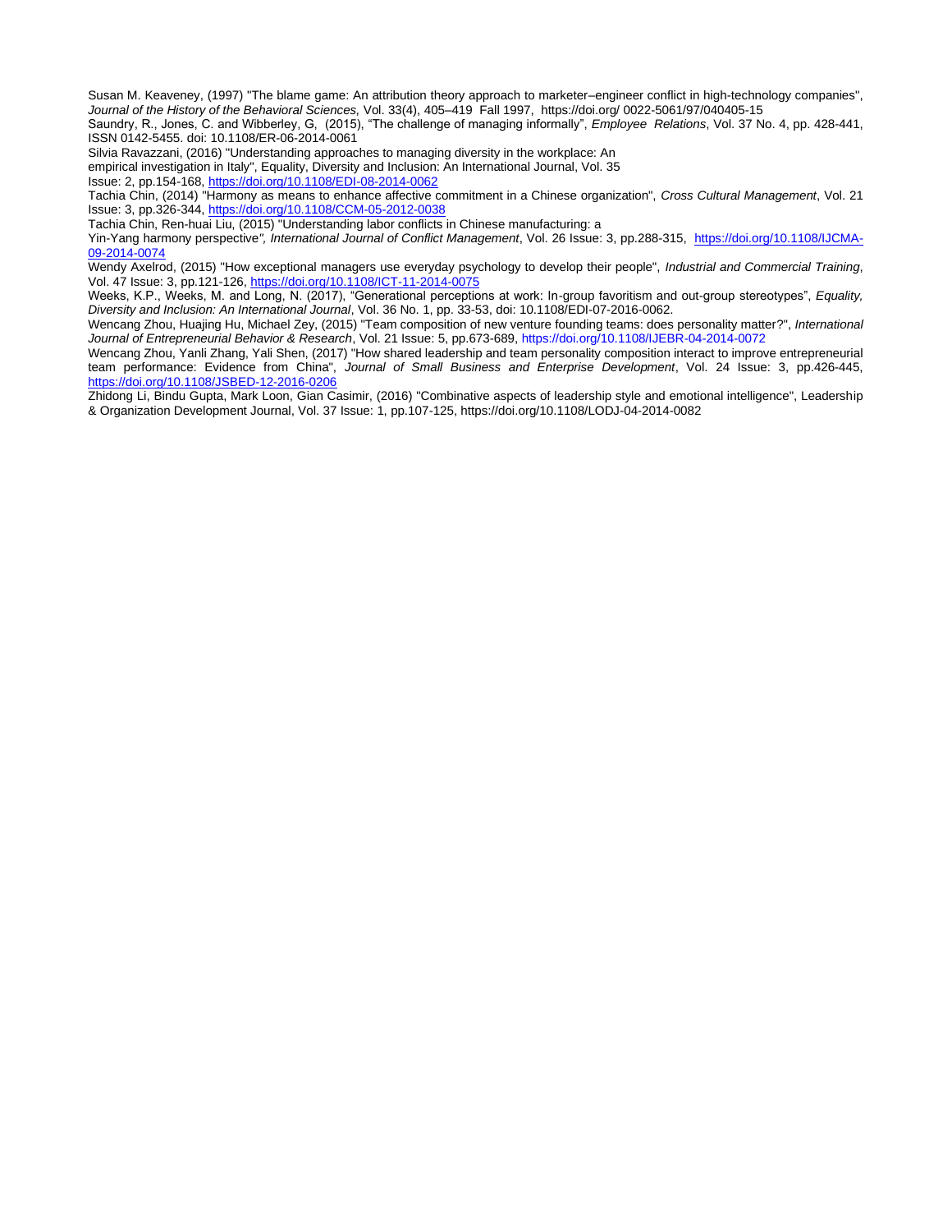Susan M. Keaveney, (1997) "The blame game: An attribution theory approach to marketer–engineer conflict in high-technology companies", *Journal of the History of the Behavioral Sciences,* Vol. 33(4), 405–419 Fall 1997, https://doi.org/ 0022-5061/97/040405-15

Saundry, R., Jones, C. and Wibberley, G, (2015), "The challenge of managing informally", *Employee Relations*, Vol. 37 No. 4, pp. 428-441, ISSN 0142-5455. doi: 10.1108/ER-06-2014-0061

Silvia Ravazzani, (2016) "Understanding approaches to managing diversity in the workplace: An empirical investigation in Italy", Equality, Diversity and Inclusion: An International Journal, Vol. 35 Issue: 2, pp.154-168, https://doi.org/10.1108/EDI-08-2014-0062

Tachia Chin, (2014) "Harmony as means to enhance affective commitment in a Chinese organization", *Cross Cultural Management*, Vol. 21 Issue: 3, pp.326-344, https://doi.org/10.1108/CCM-05-2012-0038

Tachia Chin, Ren-huai Liu, (2015) "Understanding labor conflicts in Chinese manufacturing: a Yin-Yang harmony perspective*", International Journal of Conflict Management*, Vol. 26 Issue: 3, pp.288-315, https://doi.org/10.1108/IJCMA-09-2014-0074

Wendy Axelrod, (2015) "How exceptional managers use everyday psychology to develop their people", *Industrial and Commercial Training*, Vol. 47 Issue: 3, pp.121-126, https://doi.org/10.1108/ICT-11-2014-0075

Weeks, K.P., Weeks, M. and Long, N. (2017), "Generational perceptions at work: In-group favoritism and out-group stereotypes", *Equality, Diversity and Inclusion: An International Journal*, Vol. 36 No. 1, pp. 33-53, doi: 10.1108/EDI-07-2016-0062.

Wencang Zhou, Huajing Hu, Michael Zey, (2015) "Team composition of new venture founding teams: does personality matter?", *International Journal of Entrepreneurial Behavior & Research*, Vol. 21 Issue: 5, pp.673-689, https://doi.org/10.1108/IJEBR-04-2014-0072

Wencang Zhou, Yanli Zhang, Yali Shen, (2017) "How shared leadership and team personality composition interact to improve entrepreneurial team performance: Evidence from China", *Journal of Small Business and Enterprise Development*, Vol. 24 Issue: 3, pp.426-445, https://doi.org/10.1108/JSBED-12-2016-0206

Zhidong Li, Bindu Gupta, Mark Loon, Gian Casimir, (2016) "Combinative aspects of leadership style and emotional intelligence", Leadership & Organization Development Journal, Vol. 37 Issue: 1, pp.107-125, https://doi.org/10.1108/LODJ-04-2014-0082